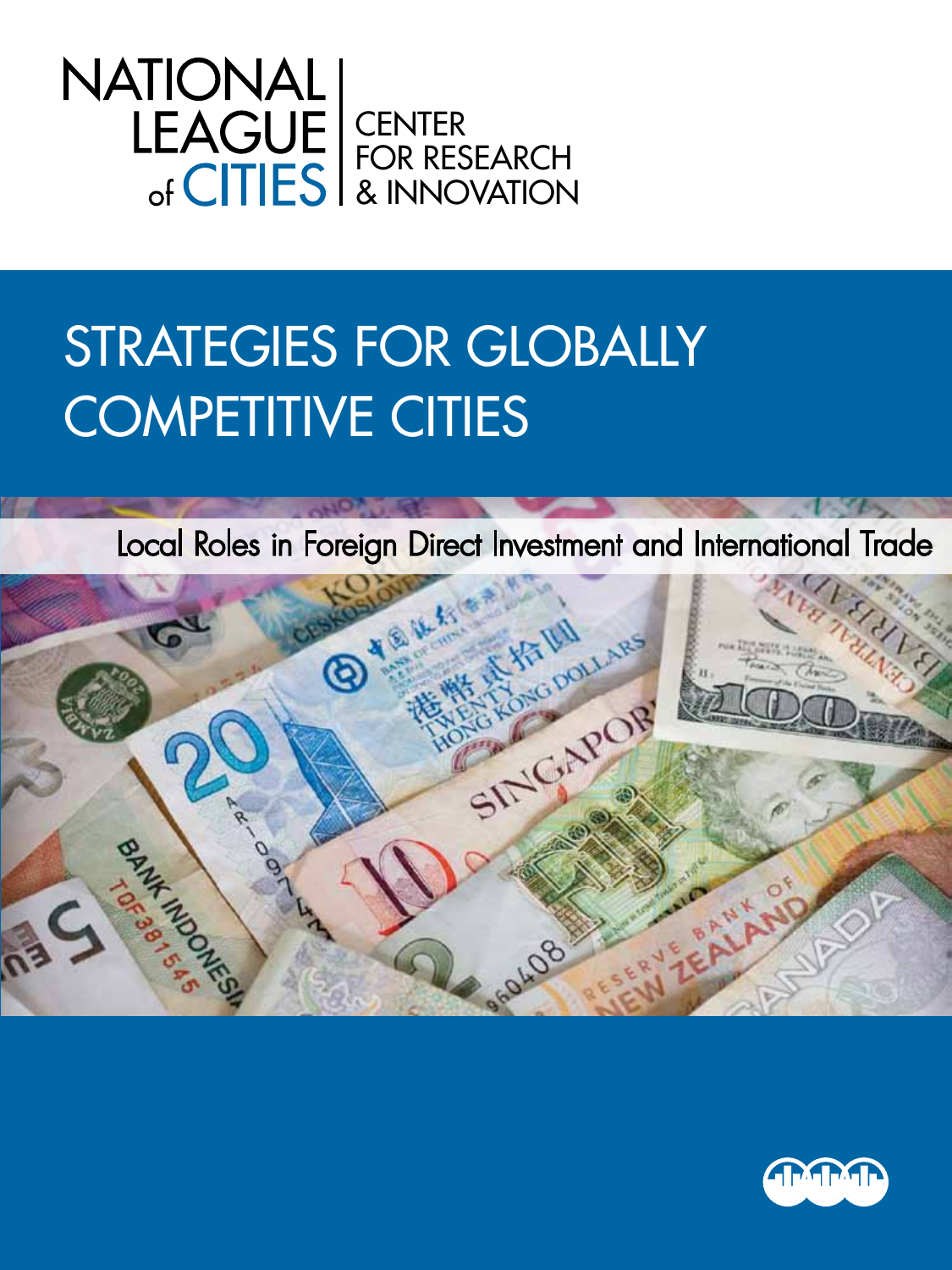NATIONAL LEAGUE of CITIES | CENTER FOR RESEARCH & INNOVATION

# STRATEGIES FOR GLOBALLY COMPETITIVE CITIES

## Local Roles in Foreign Direct Investment and International Trade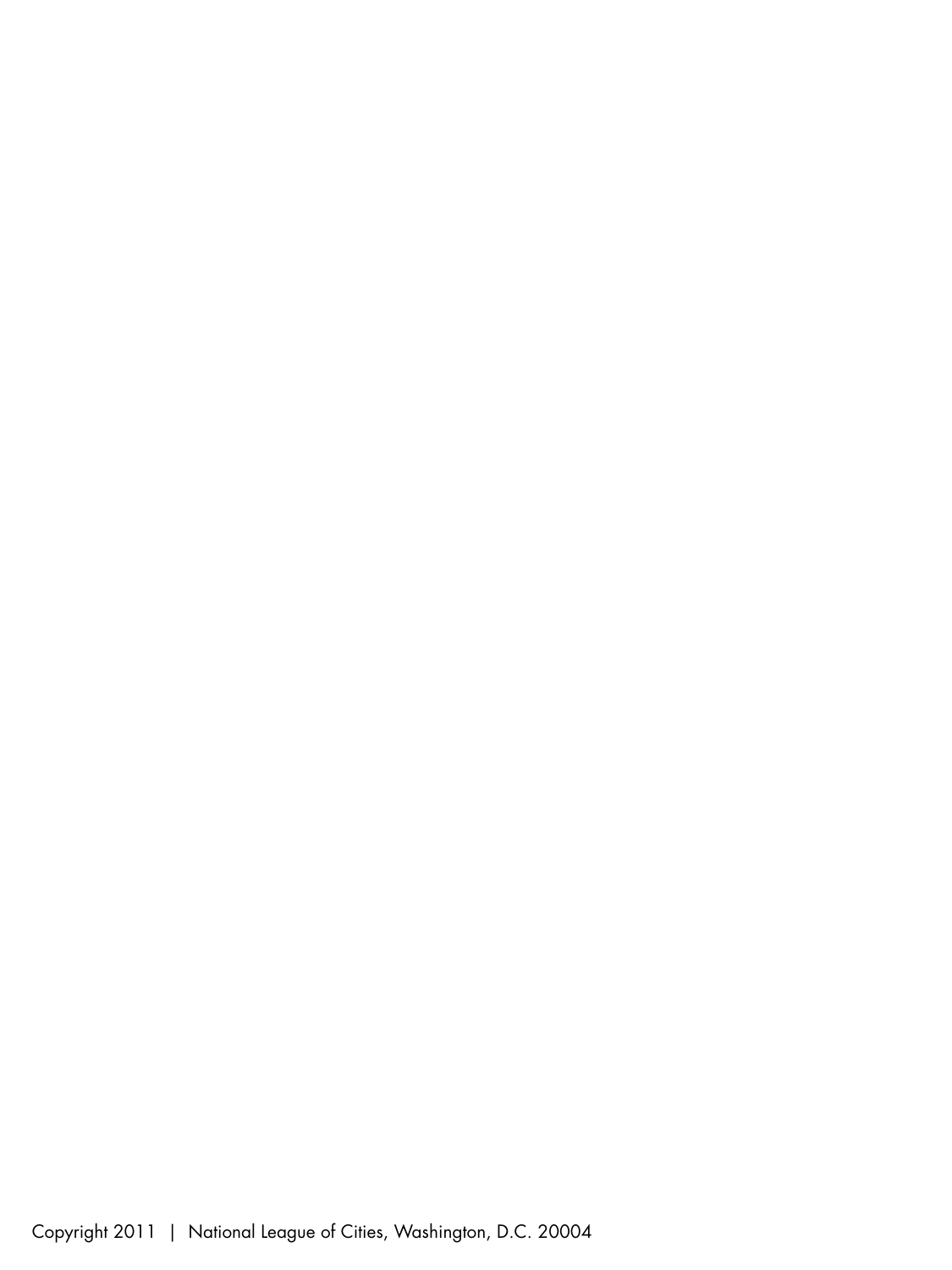Copyright 2011 | National League of Cities, Washington, D.C. 20004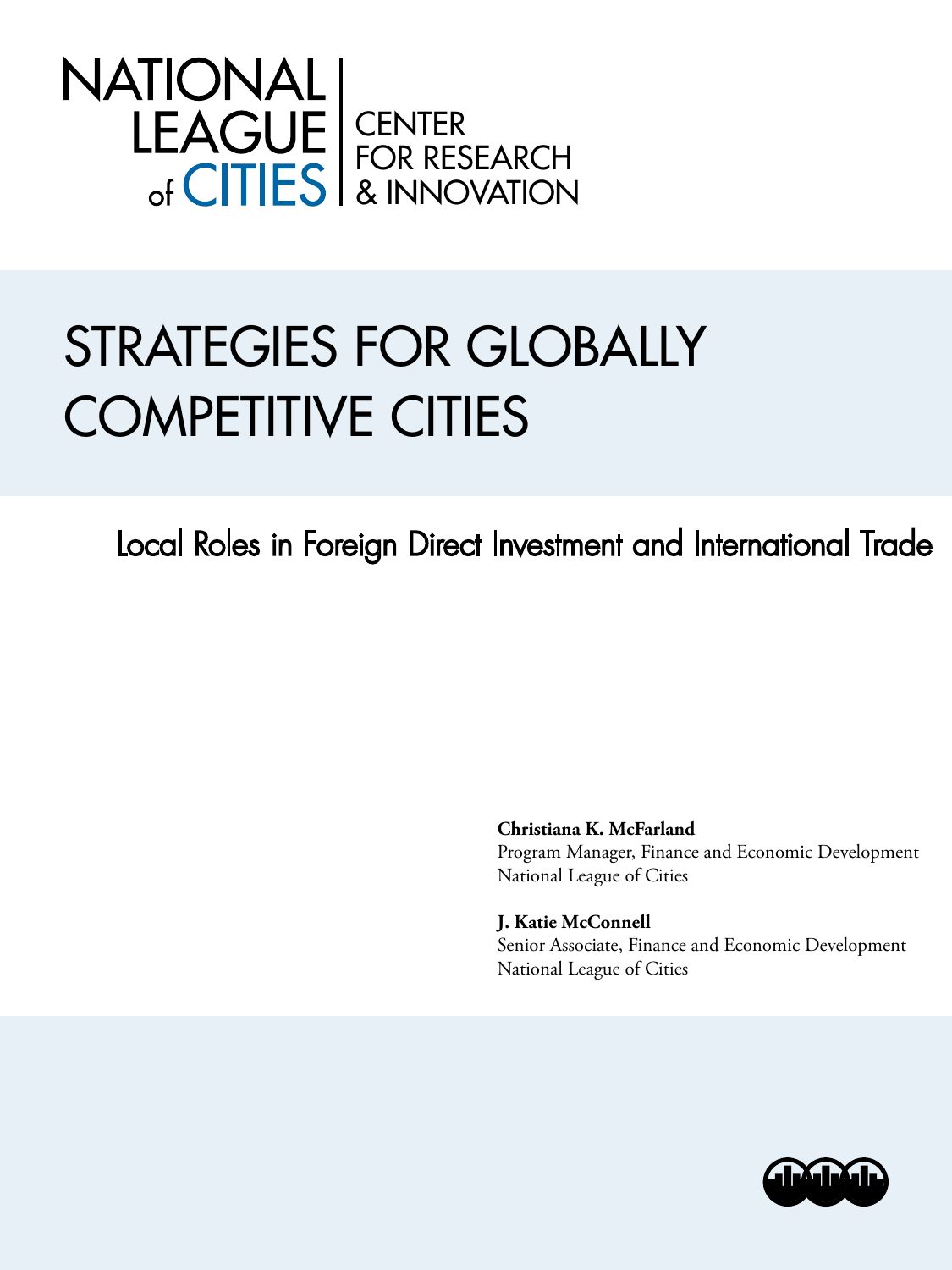NATIONAL LEAGUE of CITIES | CENTER FOR RESEARCH & INNOVATION

# STRATEGIES FOR GLOBALLY COMPETITIVE CITIES

## Local Roles in Foreign Direct Investment and International Trade

**Christiana K. McFarland**
Program Manager, Finance and Economic Development
National League of Cities

**J. Katie McConnell**
Senior Associate, Finance and Economic Development
National League of Cities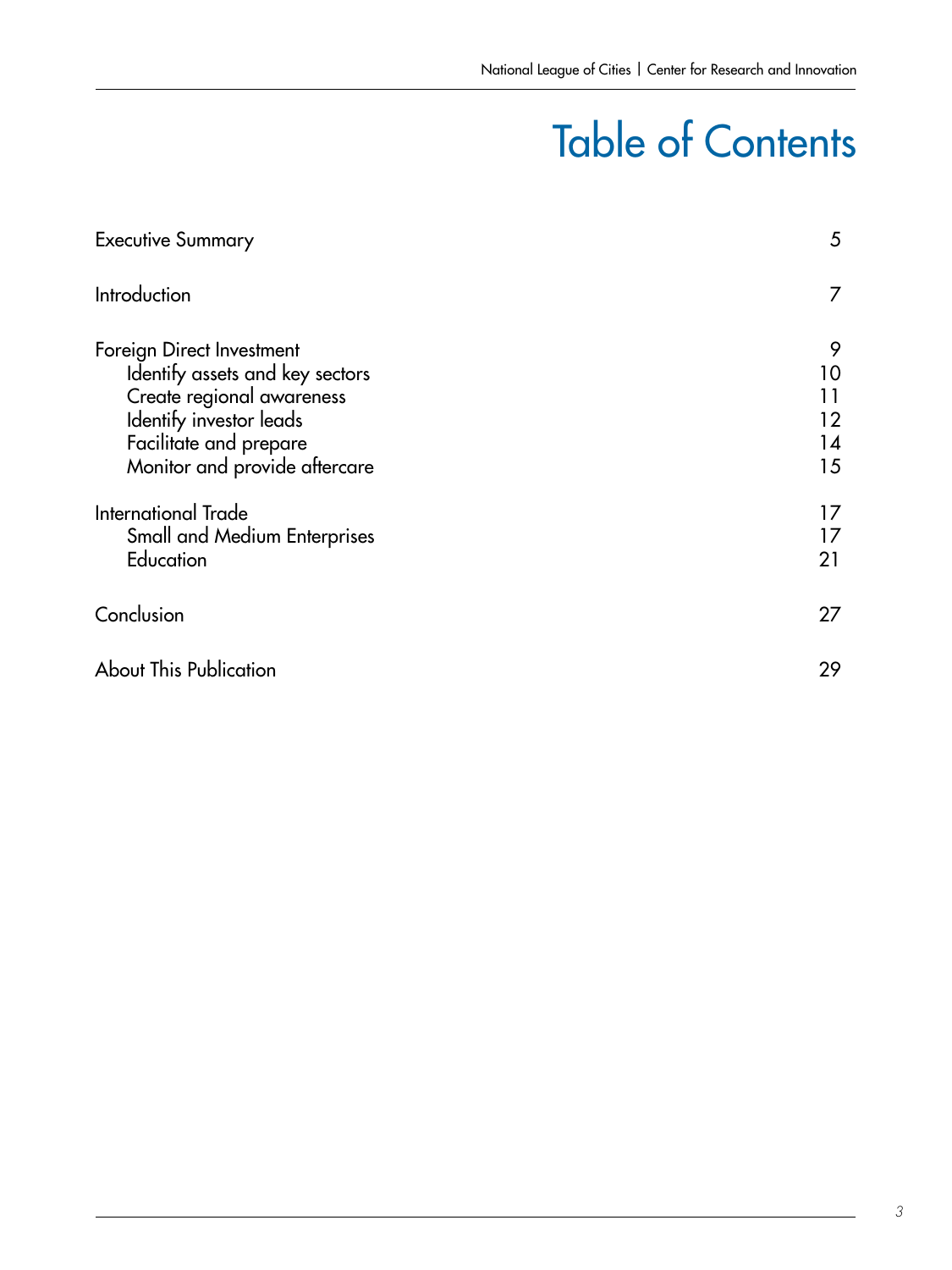# Table of Contents

| | |
|---|---|
| Executive Summary | 5 |
| Introduction | 7 |
| Foreign Direct Investment | 9 |
| Identify assets and key sectors | 10 |
| Create regional awareness | 11 |
| Identify investor leads | 12 |
| Facilitate and prepare | 14 |
| Monitor and provide aftercare | 15 |
| International Trade | 17 |
| Small and Medium Enterprises | 17 |
| Education | 21 |
| Conclusion | 27 |
| About This Publication | 29 |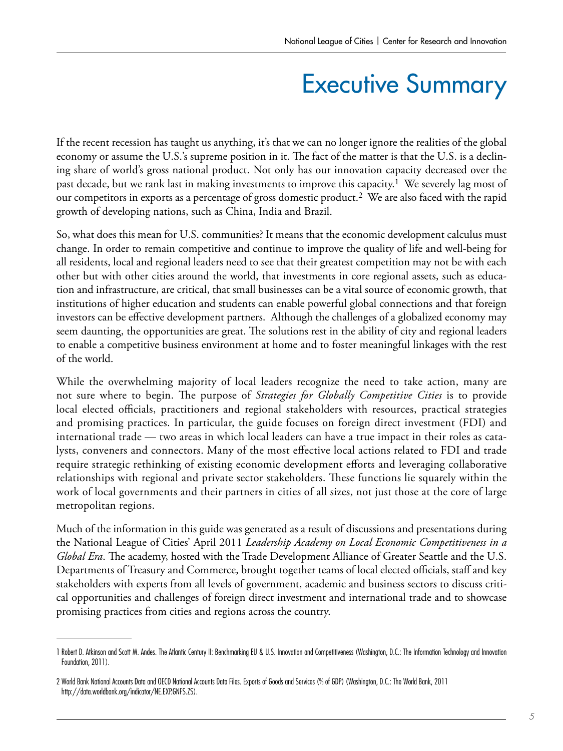# Executive Summary

If the recent recession has taught us anything, it's that we can no longer ignore the realities of the global economy or assume the U.S.'s supreme position in it. The fact of the matter is that the U.S. is a declining share of world's gross national product. Not only has our innovation capacity decreased over the past decade, but we rank last in making investments to improve this capacity.[1] We severely lag most of our competitors in exports as a percentage of gross domestic product.[2] We are also faced with the rapid growth of developing nations, such as China, India and Brazil.

So, what does this mean for U.S. communities? It means that the economic development calculus must change. In order to remain competitive and continue to improve the quality of life and well-being for all residents, local and regional leaders need to see that their greatest competition may not be with each other but with other cities around the world, that investments in core regional assets, such as education and infrastructure, are critical, that small businesses can be a vital source of economic growth, that institutions of higher education and students can enable powerful global connections and that foreign investors can be effective development partners. Although the challenges of a globalized economy may seem daunting, the opportunities are great. The solutions rest in the ability of city and regional leaders to enable a competitive business environment at home and to foster meaningful linkages with the rest of the world.

While the overwhelming majority of local leaders recognize the need to take action, many are not sure where to begin. The purpose of *Strategies for Globally Competitive Cities* is to provide local elected officials, practitioners and regional stakeholders with resources, practical strategies and promising practices. In particular, the guide focuses on foreign direct investment (FDI) and international trade — two areas in which local leaders can have a true impact in their roles as catalysts, conveners and connectors. Many of the most effective local actions related to FDI and trade require strategic rethinking of existing economic development efforts and leveraging collaborative relationships with regional and private sector stakeholders. These functions lie squarely within the work of local governments and their partners in cities of all sizes, not just those at the core of large metropolitan regions.

Much of the information in this guide was generated as a result of discussions and presentations during the National League of Cities' April 2011 *Leadership Academy on Local Economic Competitiveness in a Global Era*. The academy, hosted with the Trade Development Alliance of Greater Seattle and the U.S. Departments of Treasury and Commerce, brought together teams of local elected officials, staff and key stakeholders with experts from all levels of government, academic and business sectors to discuss critical opportunities and challenges of foreign direct investment and international trade and to showcase promising practices from cities and regions across the country.

---

1 Robert D. Atkinson and Scott M. Andes. The Atlantic Century II: Benchmarking EU & U.S. Innovation and Competitiveness (Washington, D.C.: The Information Technology and Innovation Foundation, 2011).

2 World Bank National Accounts Data and OECD National Accounts Data Files. Exports of Goods and Services (% of GDP) (Washington, D.C.: The World Bank, 2011 http://data.worldbank.org/indicator/NE.EXP.GNFS.ZS).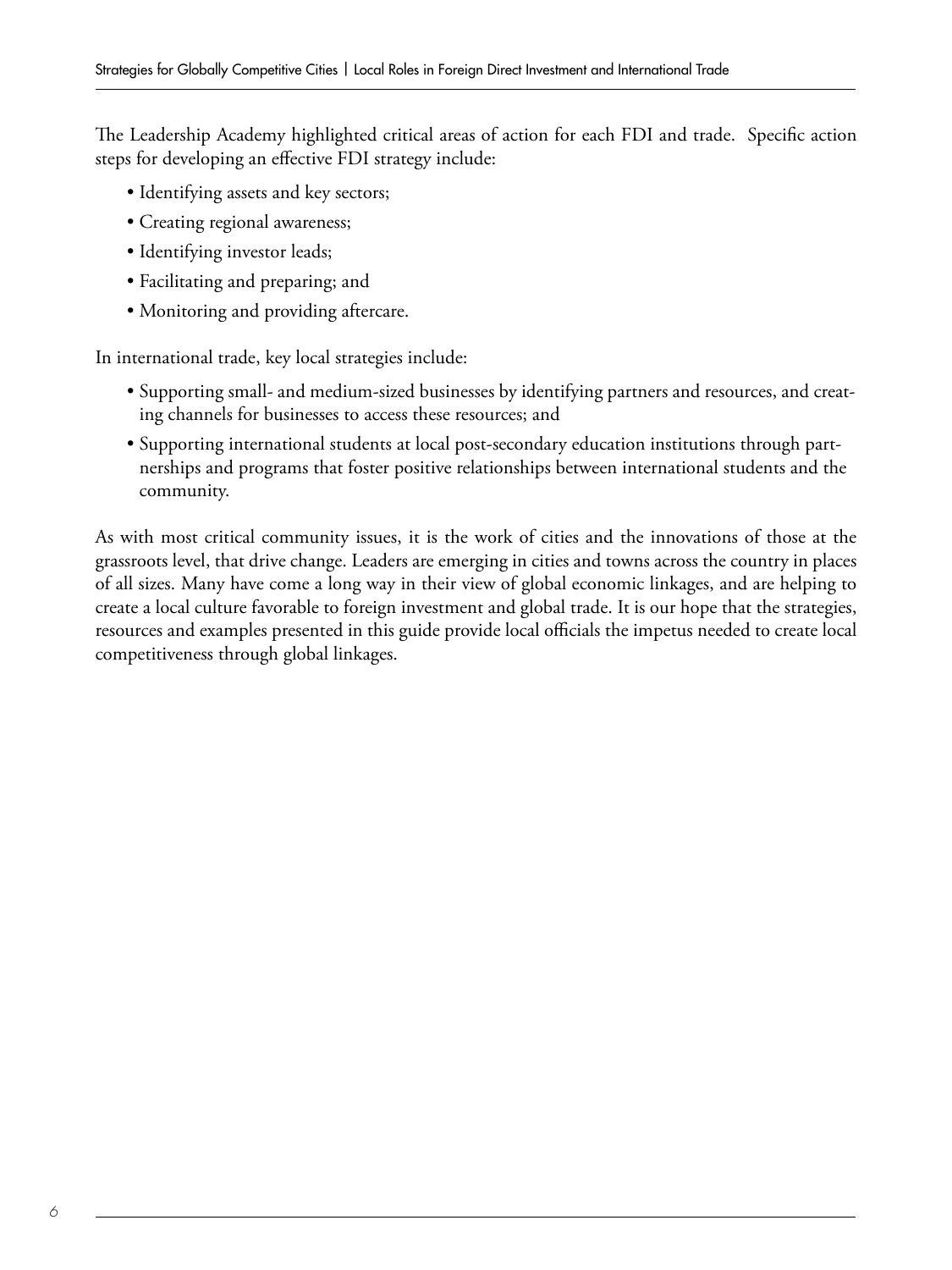The Leadership Academy highlighted critical areas of action for each FDI and trade. Specific action steps for developing an effective FDI strategy include:

- Identifying assets and key sectors;
- Creating regional awareness;
- Identifying investor leads;
- Facilitating and preparing; and
- Monitoring and providing aftercare.

In international trade, key local strategies include:

- Supporting small- and medium-sized businesses by identifying partners and resources, and creating channels for businesses to access these resources; and
- Supporting international students at local post-secondary education institutions through partnerships and programs that foster positive relationships between international students and the community.

As with most critical community issues, it is the work of cities and the innovations of those at the grassroots level, that drive change. Leaders are emerging in cities and towns across the country in places of all sizes. Many have come a long way in their view of global economic linkages, and are helping to create a local culture favorable to foreign investment and global trade. It is our hope that the strategies, resources and examples presented in this guide provide local officials the impetus needed to create local competitiveness through global linkages.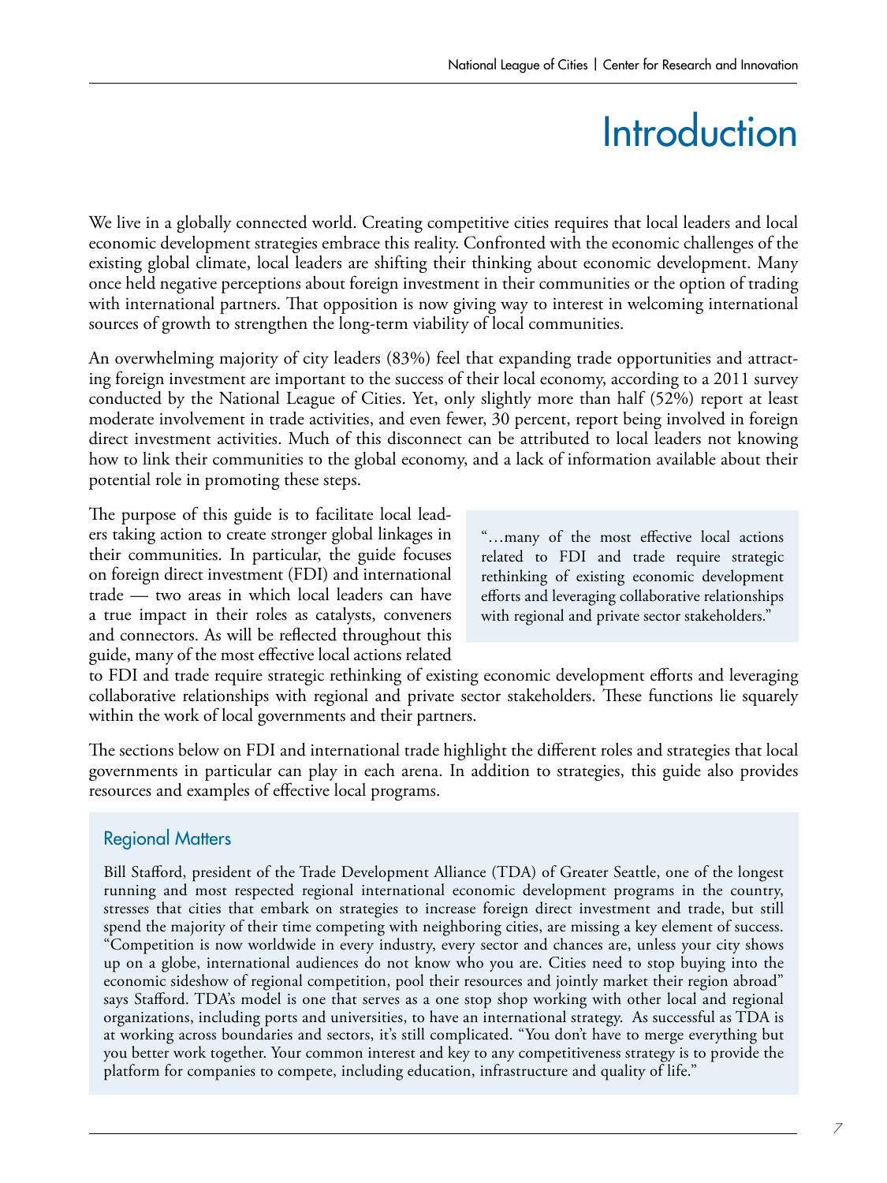# Introduction

We live in a globally connected world. Creating competitive cities requires that local leaders and local economic development strategies embrace this reality. Confronted with the economic challenges of the existing global climate, local leaders are shifting their thinking about economic development. Many once held negative perceptions about foreign investment in their communities or the option of trading with international partners. That opposition is now giving way to interest in welcoming international sources of growth to strengthen the long-term viability of local communities.

An overwhelming majority of city leaders (83%) feel that expanding trade opportunities and attracting foreign investment are important to the success of their local economy, according to a 2011 survey conducted by the National League of Cities. Yet, only slightly more than half (52%) report at least moderate involvement in trade activities, and even fewer, 30 percent, report being involved in foreign direct investment activities. Much of this disconnect can be attributed to local leaders not knowing how to link their communities to the global economy, and a lack of information available about their potential role in promoting these steps.

The purpose of this guide is to facilitate local leaders taking action to create stronger global linkages in their communities. In particular, the guide focuses on foreign direct investment (FDI) and international trade — two areas in which local leaders can have a true impact in their roles as catalysts, conveners and connectors. As will be reflected throughout this guide, many of the most effective local actions related to FDI and trade require strategic rethinking of existing economic development efforts and leveraging collaborative relationships with regional and private sector stakeholders. These functions lie squarely within the work of local governments and their partners.

> "…many of the most effective local actions related to FDI and trade require strategic rethinking of existing economic development efforts and leveraging collaborative relationships with regional and private sector stakeholders."

The sections below on FDI and international trade highlight the different roles and strategies that local governments in particular can play in each arena. In addition to strategies, this guide also provides resources and examples of effective local programs.

## Regional Matters

Bill Stafford, president of the Trade Development Alliance (TDA) of Greater Seattle, one of the longest running and most respected regional international economic development programs in the country, stresses that cities that embark on strategies to increase foreign direct investment and trade, but still spend the majority of their time competing with neighboring cities, are missing a key element of success. "Competition is now worldwide in every industry, every sector and chances are, unless your city shows up on a globe, international audiences do not know who you are. Cities need to stop buying into the economic sideshow of regional competition, pool their resources and jointly market their region abroad" says Stafford. TDA's model is one that serves as a one stop shop working with other local and regional organizations, including ports and universities, to have an international strategy. As successful as TDA is at working across boundaries and sectors, it's still complicated. "You don't have to merge everything but you better work together. Your common interest and key to any competitiveness strategy is to provide the platform for companies to compete, including education, infrastructure and quality of life."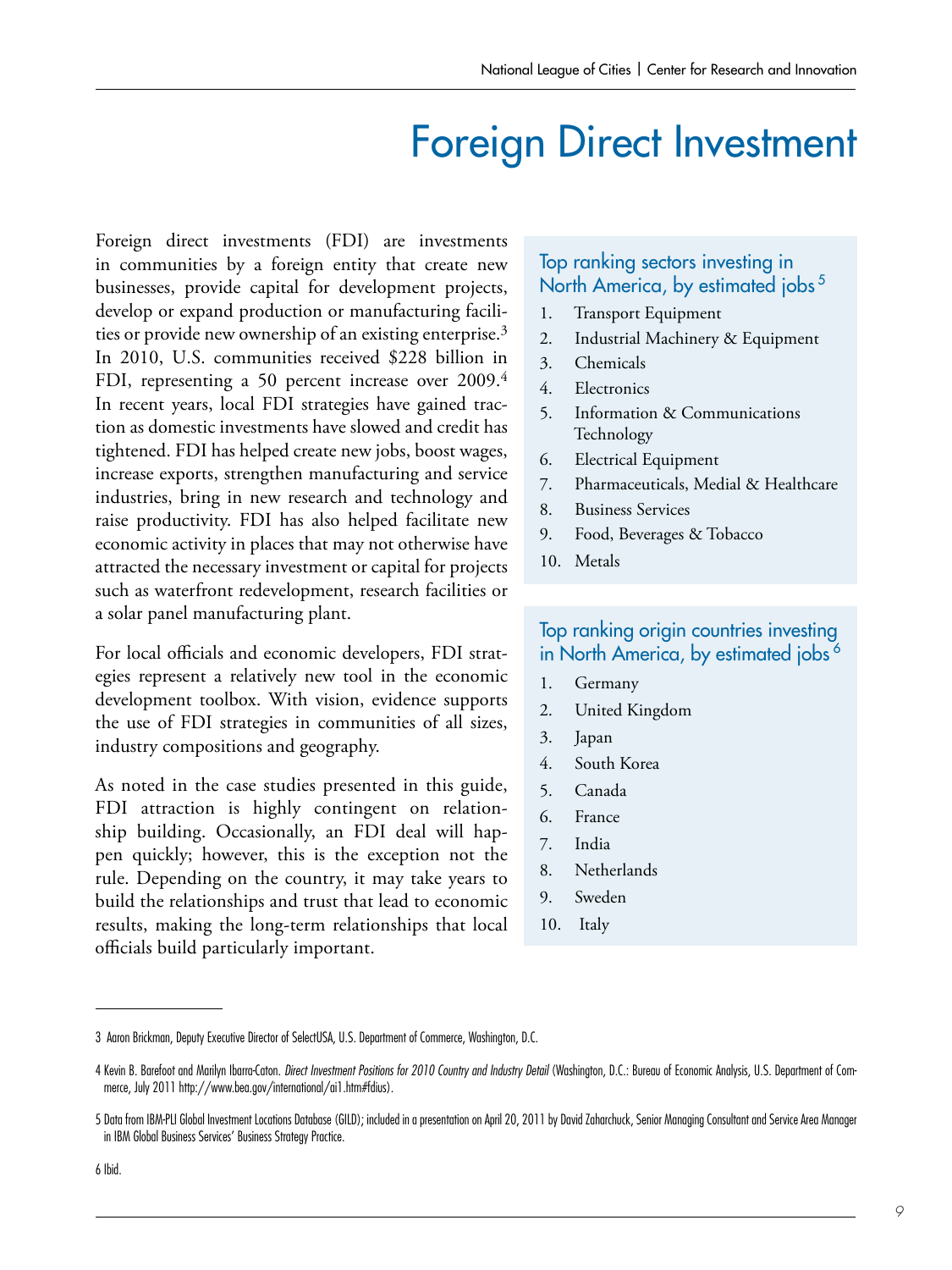# Foreign Direct Investment

Foreign direct investments (FDI) are investments in communities by a foreign entity that create new businesses, provide capital for development projects, develop or expand production or manufacturing facilities or provide new ownership of an existing enterprise.[3] In 2010, U.S. communities received $228 billion in FDI, representing a 50 percent increase over 2009.[4] In recent years, local FDI strategies have gained traction as domestic investments have slowed and credit has tightened. FDI has helped create new jobs, boost wages, increase exports, strengthen manufacturing and service industries, bring in new research and technology and raise productivity. FDI has also helped facilitate new economic activity in places that may not otherwise have attracted the necessary investment or capital for projects such as waterfront redevelopment, research facilities or a solar panel manufacturing plant.

For local officials and economic developers, FDI strategies represent a relatively new tool in the economic development toolbox. With vision, evidence supports the use of FDI strategies in communities of all sizes, industry compositions and geography.

As noted in the case studies presented in this guide, FDI attraction is highly contingent on relationship building. Occasionally, an FDI deal will happen quickly; however, this is the exception not the rule. Depending on the country, it may take years to build the relationships and trust that lead to economic results, making the long-term relationships that local officials build particularly important.

### Top ranking sectors investing in North America, by estimated jobs[5]

1. Transport Equipment
2. Industrial Machinery & Equipment
3. Chemicals
4. Electronics
5. Information & Communications Technology
6. Electrical Equipment
7. Pharmaceuticals, Medial & Healthcare
8. Business Services
9. Food, Beverages & Tobacco
10. Metals

### Top ranking origin countries investing in North America, by estimated jobs[6]

1. Germany
2. United Kingdom
3. Japan
4. South Korea
5. Canada
6. France
7. India
8. Netherlands
9. Sweden
10. Italy

---

3 Aaron Brickman, Deputy Executive Director of SelectUSA, U.S. Department of Commerce, Washington, D.C.

4 Kevin B. Barefoot and Marilyn Ibarra-Caton. *Direct Investment Positions for 2010 Country and Industry Detail* (Washington, D.C.: Bureau of Economic Analysis, U.S. Department of Commerce, July 2011 http://www.bea.gov/international/ai1.htm#fdius).

5 Data from IBM-PLI Global Investment Locations Database (GILD); included in a presentation on April 20, 2011 by David Zaharchuck, Senior Managing Consultant and Service Area Manager in IBM Global Business Services' Business Strategy Practice.

6 Ibid.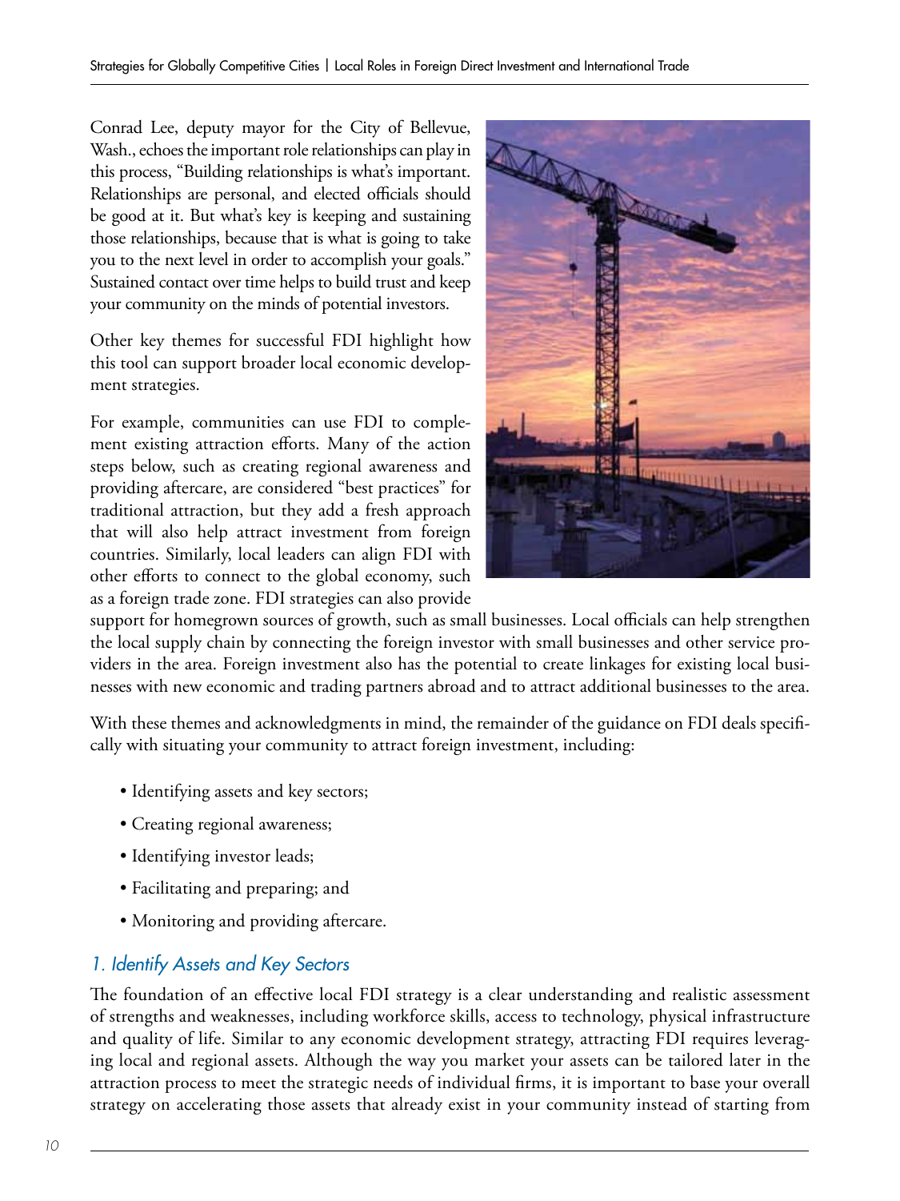Conrad Lee, deputy mayor for the City of Bellevue, Wash., echoes the important role relationships can play in this process, "Building relationships is what's important. Relationships are personal, and elected officials should be good at it. But what's key is keeping and sustaining those relationships, because that is what is going to take you to the next level in order to accomplish your goals." Sustained contact over time helps to build trust and keep your community on the minds of potential investors.

Other key themes for successful FDI highlight how this tool can support broader local economic development strategies.

For example, communities can use FDI to complement existing attraction efforts. Many of the action steps below, such as creating regional awareness and providing aftercare, are considered "best practices" for traditional attraction, but they add a fresh approach that will also help attract investment from foreign countries. Similarly, local leaders can align FDI with other efforts to connect to the global economy, such as a foreign trade zone. FDI strategies can also provide support for homegrown sources of growth, such as small businesses. Local officials can help strengthen the local supply chain by connecting the foreign investor with small businesses and other service providers in the area. Foreign investment also has the potential to create linkages for existing local businesses with new economic and trading partners abroad and to attract additional businesses to the area.

With these themes and acknowledgments in mind, the remainder of the guidance on FDI deals specifically with situating your community to attract foreign investment, including:

- Identifying assets and key sectors;
- Creating regional awareness;
- Identifying investor leads;
- Facilitating and preparing; and
- Monitoring and providing aftercare.

### *1. Identify Assets and Key Sectors*

The foundation of an effective local FDI strategy is a clear understanding and realistic assessment of strengths and weaknesses, including workforce skills, access to technology, physical infrastructure and quality of life. Similar to any economic development strategy, attracting FDI requires leveraging local and regional assets. Although the way you market your assets can be tailored later in the attraction process to meet the strategic needs of individual firms, it is important to base your overall strategy on accelerating those assets that already exist in your community instead of starting from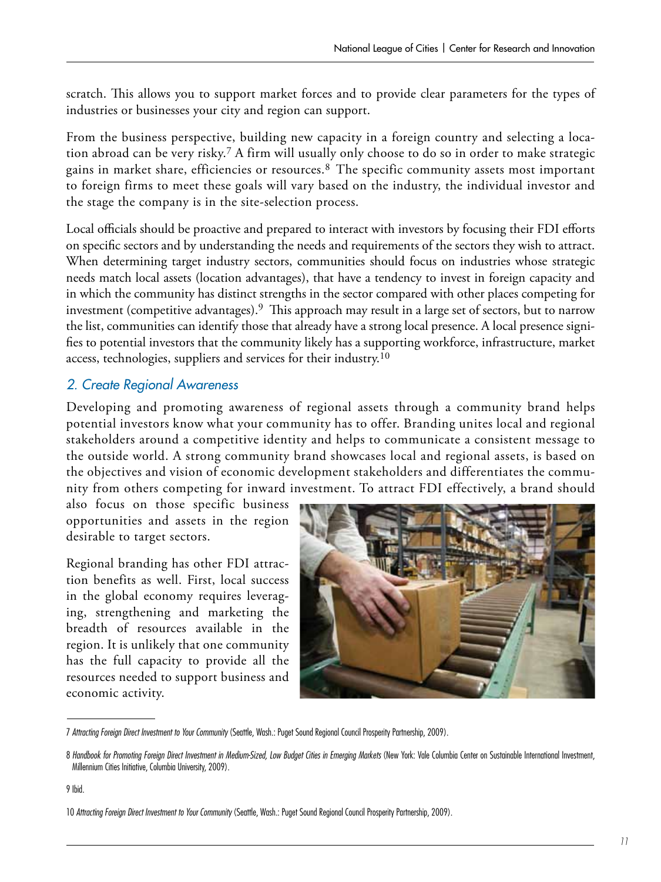scratch. This allows you to support market forces and to provide clear parameters for the types of industries or businesses your city and region can support.

From the business perspective, building new capacity in a foreign country and selecting a location abroad can be very risky.[7] A firm will usually only choose to do so in order to make strategic gains in market share, efficiencies or resources.[8] The specific community assets most important to foreign firms to meet these goals will vary based on the industry, the individual investor and the stage the company is in the site-selection process.

Local officials should be proactive and prepared to interact with investors by focusing their FDI efforts on specific sectors and by understanding the needs and requirements of the sectors they wish to attract. When determining target industry sectors, communities should focus on industries whose strategic needs match local assets (location advantages), that have a tendency to invest in foreign capacity and in which the community has distinct strengths in the sector compared with other places competing for investment (competitive advantages).[9] This approach may result in a large set of sectors, but to narrow the list, communities can identify those that already have a strong local presence. A local presence signifies to potential investors that the community likely has a supporting workforce, infrastructure, market access, technologies, suppliers and services for their industry.[10]

### *2. Create Regional Awareness*

Developing and promoting awareness of regional assets through a community brand helps potential investors know what your community has to offer. Branding unites local and regional stakeholders around a competitive identity and helps to communicate a consistent message to the outside world. A strong community brand showcases local and regional assets, is based on the objectives and vision of economic development stakeholders and differentiates the community from others competing for inward investment. To attract FDI effectively, a brand should also focus on those specific business opportunities and assets in the region desirable to target sectors.

Regional branding has other FDI attraction benefits as well. First, local success in the global economy requires leveraging, strengthening and marketing the breadth of resources available in the region. It is unlikely that one community has the full capacity to provide all the resources needed to support business and economic activity.

---

7 *Attracting Foreign Direct Investment to Your Community* (Seattle, Wash.: Puget Sound Regional Council Prosperity Partnership, 2009).

8 *Handbook for Promoting Foreign Direct Investment in Medium-Sized, Low Budget Cities in Emerging Markets* (New York: Vale Columbia Center on Sustainable International Investment, Millennium Cities Initiative, Columbia University, 2009).

9 Ibid.

10 *Attracting Foreign Direct Investment to Your Community* (Seattle, Wash.: Puget Sound Regional Council Prosperity Partnership, 2009).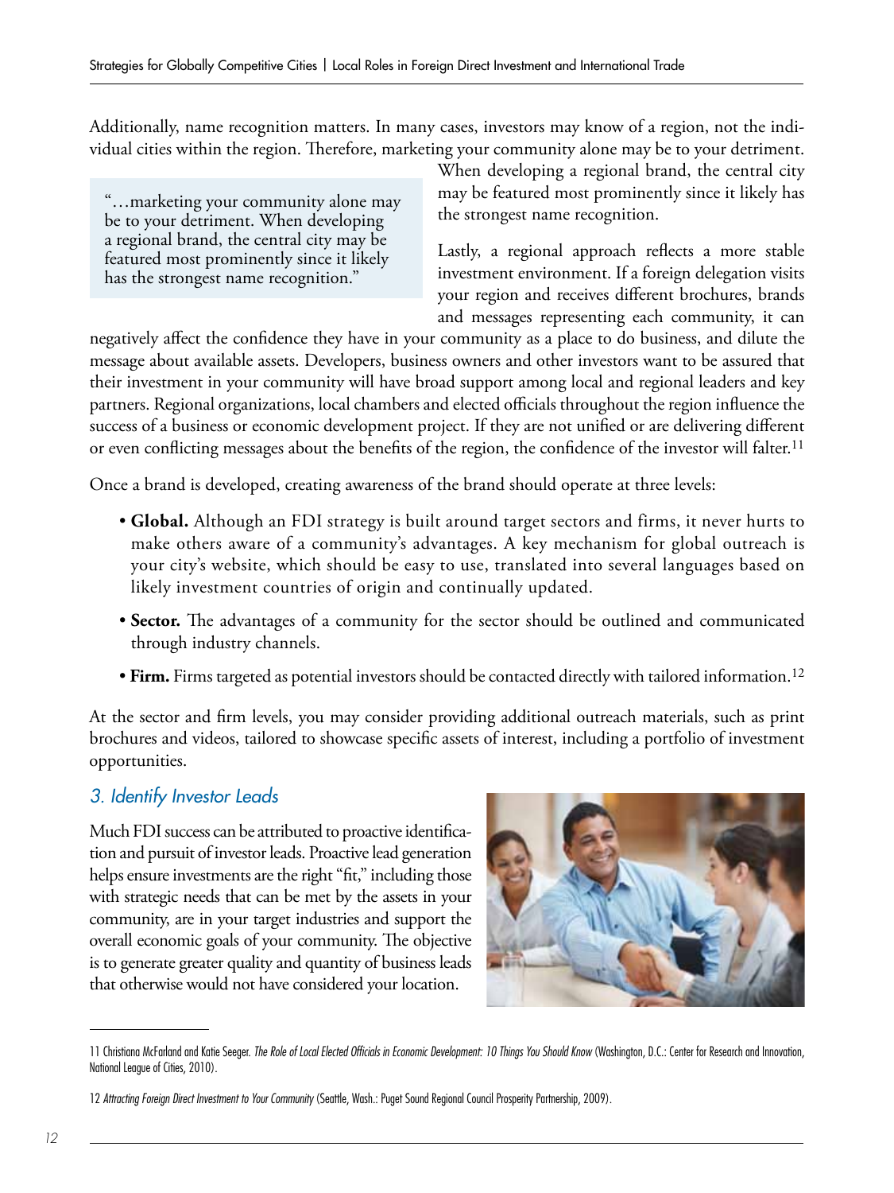Additionally, name recognition matters. In many cases, investors may know of a region, not the individual cities within the region. Therefore, marketing your community alone may be to your detriment. When developing a regional brand, the central city may be featured most prominently since it likely has the strongest name recognition.

> "…marketing your community alone may be to your detriment. When developing a regional brand, the central city may be featured most prominently since it likely has the strongest name recognition."

Lastly, a regional approach reflects a more stable investment environment. If a foreign delegation visits your region and receives different brochures, brands and messages representing each community, it can negatively affect the confidence they have in your community as a place to do business, and dilute the message about available assets. Developers, business owners and other investors want to be assured that their investment in your community will have broad support among local and regional leaders and key partners. Regional organizations, local chambers and elected officials throughout the region influence the success of a business or economic development project. If they are not unified or are delivering different or even conflicting messages about the benefits of the region, the confidence of the investor will falter.[11]

Once a brand is developed, creating awareness of the brand should operate at three levels:

- **Global.** Although an FDI strategy is built around target sectors and firms, it never hurts to make others aware of a community's advantages. A key mechanism for global outreach is your city's website, which should be easy to use, translated into several languages based on likely investment countries of origin and continually updated.
- **Sector.** The advantages of a community for the sector should be outlined and communicated through industry channels.
- **Firm.** Firms targeted as potential investors should be contacted directly with tailored information.[12]

At the sector and firm levels, you may consider providing additional outreach materials, such as print brochures and videos, tailored to showcase specific assets of interest, including a portfolio of investment opportunities.

### *3. Identify Investor Leads*

Much FDI success can be attributed to proactive identification and pursuit of investor leads. Proactive lead generation helps ensure investments are the right "fit," including those with strategic needs that can be met by the assets in your community, are in your target industries and support the overall economic goals of your community. The objective is to generate greater quality and quantity of business leads that otherwise would not have considered your location.

---

11 Christiana McFarland and Katie Seeger. *The Role of Local Elected Officials in Economic Development: 10 Things You Should Know* (Washington, D.C.: Center for Research and Innovation, National League of Cities, 2010).

12 *Attracting Foreign Direct Investment to Your Community* (Seattle, Wash.: Puget Sound Regional Council Prosperity Partnership, 2009).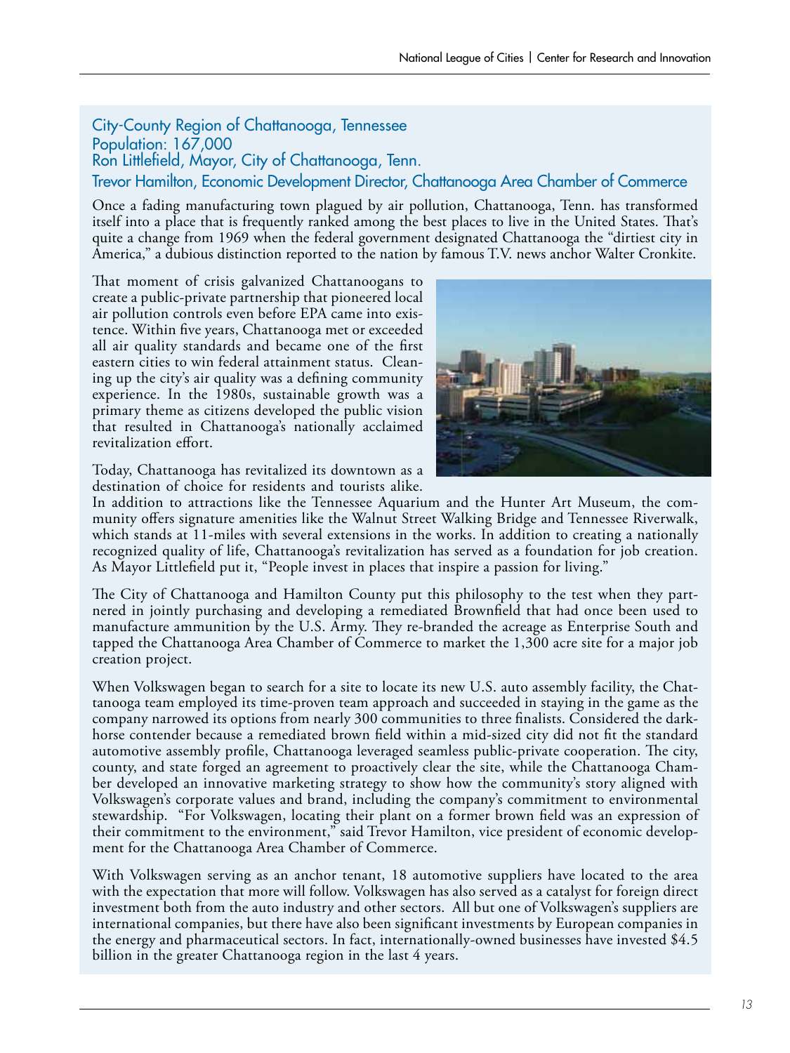### City-County Region of Chattanooga, Tennessee
### Population: 167,000
### Ron Littlefield, Mayor, City of Chattanooga, Tenn.
### Trevor Hamilton, Economic Development Director, Chattanooga Area Chamber of Commerce

Once a fading manufacturing town plagued by air pollution, Chattanooga, Tenn. has transformed itself into a place that is frequently ranked among the best places to live in the United States. That's quite a change from 1969 when the federal government designated Chattanooga the "dirtiest city in America," a dubious distinction reported to the nation by famous T.V. news anchor Walter Cronkite.

That moment of crisis galvanized Chattanoogans to create a public-private partnership that pioneered local air pollution controls even before EPA came into existence. Within five years, Chattanooga met or exceeded all air quality standards and became one of the first eastern cities to win federal attainment status. Cleaning up the city's air quality was a defining community experience. In the 1980s, sustainable growth was a primary theme as citizens developed the public vision that resulted in Chattanooga's nationally acclaimed revitalization effort.

Today, Chattanooga has revitalized its downtown as a destination of choice for residents and tourists alike. In addition to attractions like the Tennessee Aquarium and the Hunter Art Museum, the community offers signature amenities like the Walnut Street Walking Bridge and Tennessee Riverwalk, which stands at 11-miles with several extensions in the works. In addition to creating a nationally recognized quality of life, Chattanooga's revitalization has served as a foundation for job creation. As Mayor Littlefield put it, "People invest in places that inspire a passion for living."

The City of Chattanooga and Hamilton County put this philosophy to the test when they partnered in jointly purchasing and developing a remediated Brownfield that had once been used to manufacture ammunition by the U.S. Army. They re-branded the acreage as Enterprise South and tapped the Chattanooga Area Chamber of Commerce to market the 1,300 acre site for a major job creation project.

When Volkswagen began to search for a site to locate its new U.S. auto assembly facility, the Chattanooga team employed its time-proven team approach and succeeded in staying in the game as the company narrowed its options from nearly 300 communities to three finalists. Considered the dark-horse contender because a remediated brown field within a mid-sized city did not fit the standard automotive assembly profile, Chattanooga leveraged seamless public-private cooperation. The city, county, and state forged an agreement to proactively clear the site, while the Chattanooga Chamber developed an innovative marketing strategy to show how the community's story aligned with Volkswagen's corporate values and brand, including the company's commitment to environmental stewardship. "For Volkswagen, locating their plant on a former brown field was an expression of their commitment to the environment," said Trevor Hamilton, vice president of economic development for the Chattanooga Area Chamber of Commerce.

With Volkswagen serving as an anchor tenant, 18 automotive suppliers have located to the area with the expectation that more will follow. Volkswagen has also served as a catalyst for foreign direct investment both from the auto industry and other sectors. All but one of Volkswagen's suppliers are international companies, but there have also been significant investments by European companies in the energy and pharmaceutical sectors. In fact, internationally-owned businesses have invested $4.5 billion in the greater Chattanooga region in the last 4 years.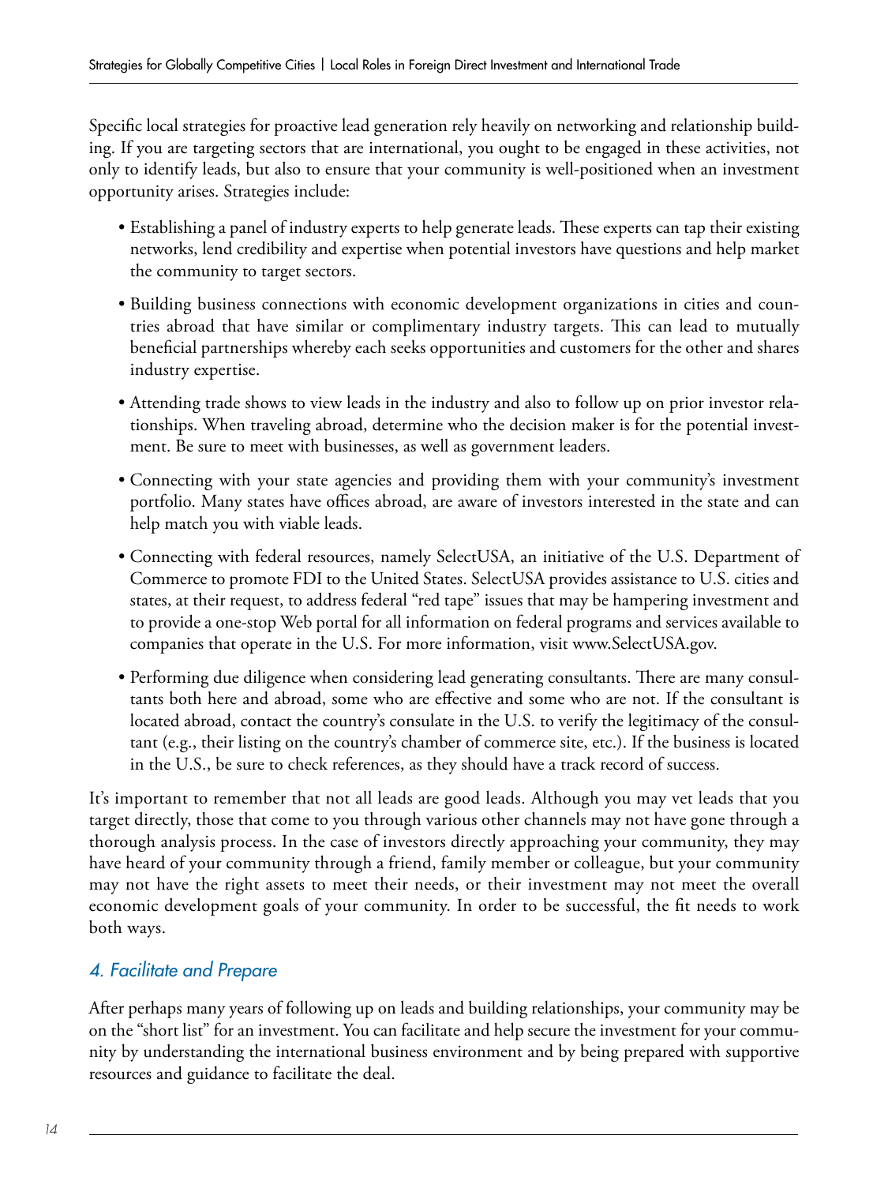Specific local strategies for proactive lead generation rely heavily on networking and relationship building. If you are targeting sectors that are international, you ought to be engaged in these activities, not only to identify leads, but also to ensure that your community is well-positioned when an investment opportunity arises. Strategies include:

- Establishing a panel of industry experts to help generate leads. These experts can tap their existing networks, lend credibility and expertise when potential investors have questions and help market the community to target sectors.
- Building business connections with economic development organizations in cities and countries abroad that have similar or complimentary industry targets. This can lead to mutually beneficial partnerships whereby each seeks opportunities and customers for the other and shares industry expertise.
- Attending trade shows to view leads in the industry and also to follow up on prior investor relationships. When traveling abroad, determine who the decision maker is for the potential investment. Be sure to meet with businesses, as well as government leaders.
- Connecting with your state agencies and providing them with your community's investment portfolio. Many states have offices abroad, are aware of investors interested in the state and can help match you with viable leads.
- Connecting with federal resources, namely SelectUSA, an initiative of the U.S. Department of Commerce to promote FDI to the United States. SelectUSA provides assistance to U.S. cities and states, at their request, to address federal "red tape" issues that may be hampering investment and to provide a one-stop Web portal for all information on federal programs and services available to companies that operate in the U.S. For more information, visit www.SelectUSA.gov.
- Performing due diligence when considering lead generating consultants. There are many consultants both here and abroad, some who are effective and some who are not. If the consultant is located abroad, contact the country's consulate in the U.S. to verify the legitimacy of the consultant (e.g., their listing on the country's chamber of commerce site, etc.). If the business is located in the U.S., be sure to check references, as they should have a track record of success.

It's important to remember that not all leads are good leads. Although you may vet leads that you target directly, those that come to you through various other channels may not have gone through a thorough analysis process. In the case of investors directly approaching your community, they may have heard of your community through a friend, family member or colleague, but your community may not have the right assets to meet their needs, or their investment may not meet the overall economic development goals of your community. In order to be successful, the fit needs to work both ways.

### *4. Facilitate and Prepare*

After perhaps many years of following up on leads and building relationships, your community may be on the "short list" for an investment. You can facilitate and help secure the investment for your community by understanding the international business environment and by being prepared with supportive resources and guidance to facilitate the deal.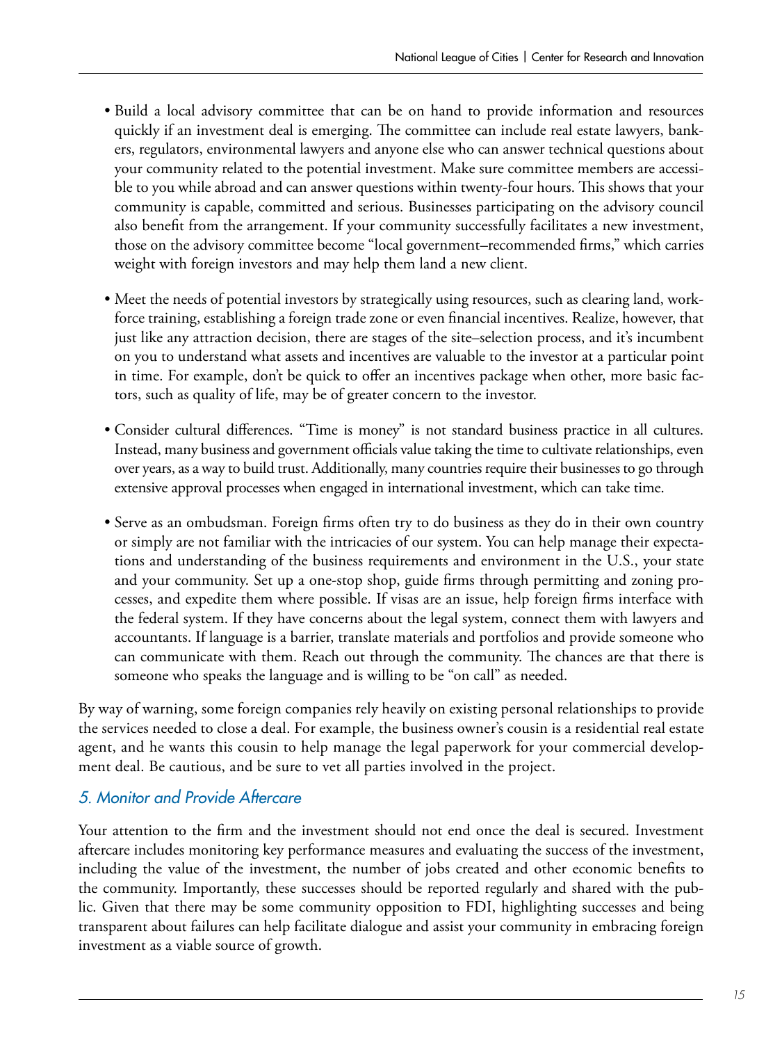- Build a local advisory committee that can be on hand to provide information and resources quickly if an investment deal is emerging. The committee can include real estate lawyers, bankers, regulators, environmental lawyers and anyone else who can answer technical questions about your community related to the potential investment. Make sure committee members are accessible to you while abroad and can answer questions within twenty-four hours. This shows that your community is capable, committed and serious. Businesses participating on the advisory council also benefit from the arrangement. If your community successfully facilitates a new investment, those on the advisory committee become "local government–recommended firms," which carries weight with foreign investors and may help them land a new client.

- Meet the needs of potential investors by strategically using resources, such as clearing land, workforce training, establishing a foreign trade zone or even financial incentives. Realize, however, that just like any attraction decision, there are stages of the site–selection process, and it's incumbent on you to understand what assets and incentives are valuable to the investor at a particular point in time. For example, don't be quick to offer an incentives package when other, more basic factors, such as quality of life, may be of greater concern to the investor.

- Consider cultural differences. "Time is money" is not standard business practice in all cultures. Instead, many business and government officials value taking the time to cultivate relationships, even over years, as a way to build trust. Additionally, many countries require their businesses to go through extensive approval processes when engaged in international investment, which can take time.

- Serve as an ombudsman. Foreign firms often try to do business as they do in their own country or simply are not familiar with the intricacies of our system. You can help manage their expectations and understanding of the business requirements and environment in the U.S., your state and your community. Set up a one-stop shop, guide firms through permitting and zoning processes, and expedite them where possible. If visas are an issue, help foreign firms interface with the federal system. If they have concerns about the legal system, connect them with lawyers and accountants. If language is a barrier, translate materials and portfolios and provide someone who can communicate with them. Reach out through the community. The chances are that there is someone who speaks the language and is willing to be "on call" as needed.

By way of warning, some foreign companies rely heavily on existing personal relationships to provide the services needed to close a deal. For example, the business owner's cousin is a residential real estate agent, and he wants this cousin to help manage the legal paperwork for your commercial development deal. Be cautious, and be sure to vet all parties involved in the project.

### *5. Monitor and Provide Aftercare*

Your attention to the firm and the investment should not end once the deal is secured. Investment aftercare includes monitoring key performance measures and evaluating the success of the investment, including the value of the investment, the number of jobs created and other economic benefits to the community. Importantly, these successes should be reported regularly and shared with the public. Given that there may be some community opposition to FDI, highlighting successes and being transparent about failures can help facilitate dialogue and assist your community in embracing foreign investment as a viable source of growth.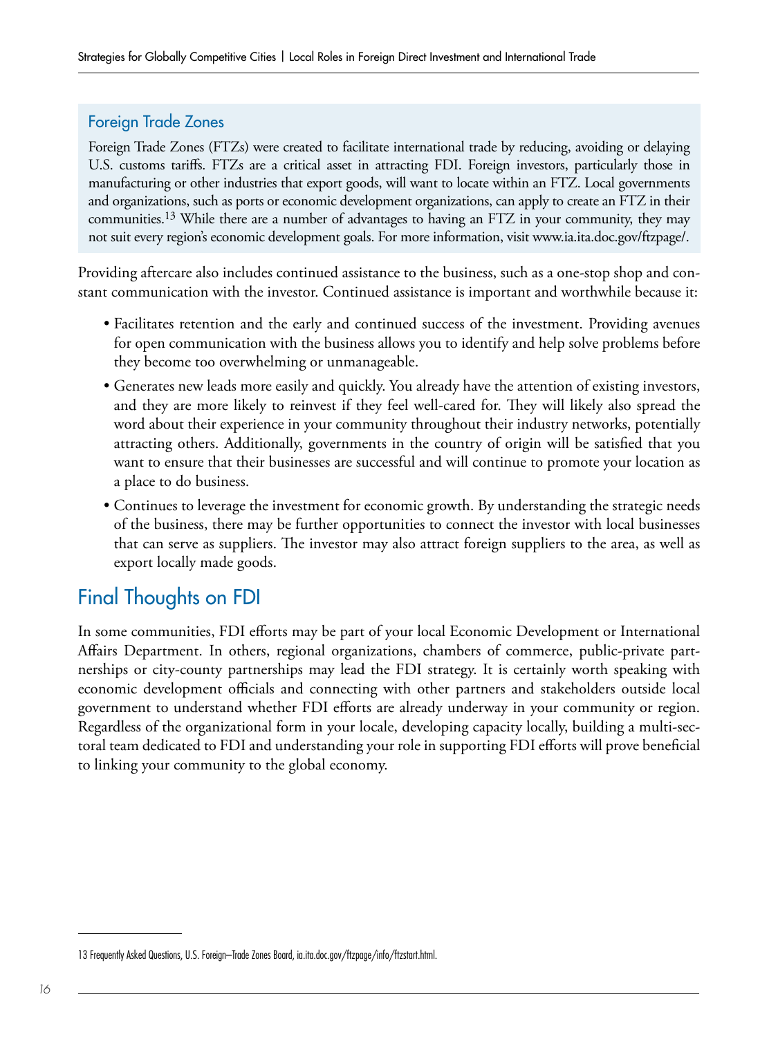### Foreign Trade Zones

Foreign Trade Zones (FTZs) were created to facilitate international trade by reducing, avoiding or delaying U.S. customs tariffs. FTZs are a critical asset in attracting FDI. Foreign investors, particularly those in manufacturing or other industries that export goods, will want to locate within an FTZ. Local governments and organizations, such as ports or economic development organizations, can apply to create an FTZ in their communities.[13] While there are a number of advantages to having an FTZ in your community, they may not suit every region's economic development goals. For more information, visit www.ia.ita.doc.gov/ftzpage/.

Providing aftercare also includes continued assistance to the business, such as a one-stop shop and constant communication with the investor. Continued assistance is important and worthwhile because it:

- Facilitates retention and the early and continued success of the investment. Providing avenues for open communication with the business allows you to identify and help solve problems before they become too overwhelming or unmanageable.
- Generates new leads more easily and quickly. You already have the attention of existing investors, and they are more likely to reinvest if they feel well-cared for. They will likely also spread the word about their experience in your community throughout their industry networks, potentially attracting others. Additionally, governments in the country of origin will be satisfied that you want to ensure that their businesses are successful and will continue to promote your location as a place to do business.
- Continues to leverage the investment for economic growth. By understanding the strategic needs of the business, there may be further opportunities to connect the investor with local businesses that can serve as suppliers. The investor may also attract foreign suppliers to the area, as well as export locally made goods.

## Final Thoughts on FDI

In some communities, FDI efforts may be part of your local Economic Development or International Affairs Department. In others, regional organizations, chambers of commerce, public-private partnerships or city-county partnerships may lead the FDI strategy. It is certainly worth speaking with economic development officials and connecting with other partners and stakeholders outside local government to understand whether FDI efforts are already underway in your community or region. Regardless of the organizational form in your locale, developing capacity locally, building a multi-sectoral team dedicated to FDI and understanding your role in supporting FDI efforts will prove beneficial to linking your community to the global economy.

---

13 Frequently Asked Questions, U.S. Foreign–Trade Zones Board, ia.ita.doc.gov/ftzpage/info/ftzstart.html.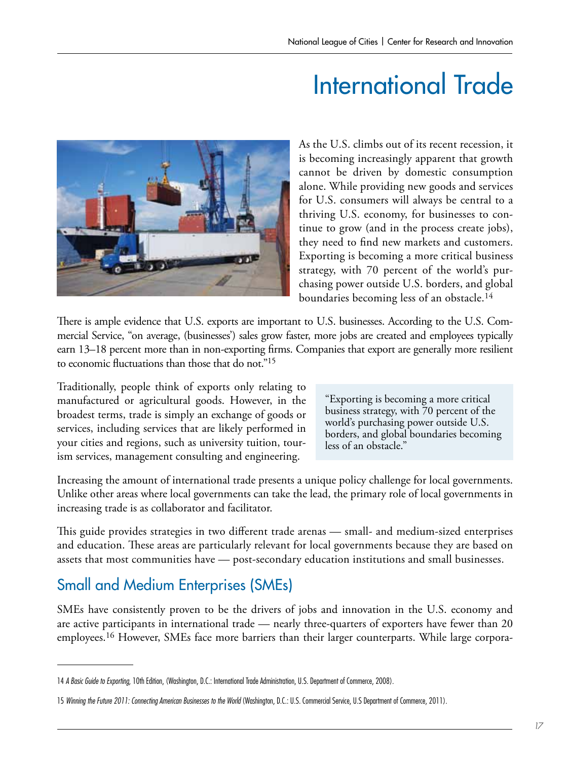# International Trade

As the U.S. climbs out of its recent recession, it is becoming increasingly apparent that growth cannot be driven by domestic consumption alone. While providing new goods and services for U.S. consumers will always be central to a thriving U.S. economy, for businesses to continue to grow (and in the process create jobs), they need to find new markets and customers. Exporting is becoming a more critical business strategy, with 70 percent of the world's purchasing power outside U.S. borders, and global boundaries becoming less of an obstacle.[14]

There is ample evidence that U.S. exports are important to U.S. businesses. According to the U.S. Commercial Service, "on average, (businesses') sales grow faster, more jobs are created and employees typically earn 13–18 percent more than in non-exporting firms. Companies that export are generally more resilient to economic fluctuations than those that do not."[15]

Traditionally, people think of exports only relating to manufactured or agricultural goods. However, in the broadest terms, trade is simply an exchange of goods or services, including services that are likely performed in your cities and regions, such as university tuition, tourism services, management consulting and engineering.

> "Exporting is becoming a more critical business strategy, with 70 percent of the world's purchasing power outside U.S. borders, and global boundaries becoming less of an obstacle."

Increasing the amount of international trade presents a unique policy challenge for local governments. Unlike other areas where local governments can take the lead, the primary role of local governments in increasing trade is as collaborator and facilitator.

This guide provides strategies in two different trade arenas — small- and medium-sized enterprises and education. These areas are particularly relevant for local governments because they are based on assets that most communities have — post-secondary education institutions and small businesses.

## Small and Medium Enterprises (SMEs)

SMEs have consistently proven to be the drivers of jobs and innovation in the U.S. economy and are active participants in international trade — nearly three-quarters of exporters have fewer than 20 employees.[16] However, SMEs face more barriers than their larger counterparts. While large corpora-

---

14 *A Basic Guide to Exporting*, 10th Edition, (Washington, D.C.: International Trade Administration, U.S. Department of Commerce, 2008).

15 *Winning the Future 2011: Connecting American Businesses to the World* (Washington, D.C.: U.S. Commercial Service, U.S Department of Commerce, 2011).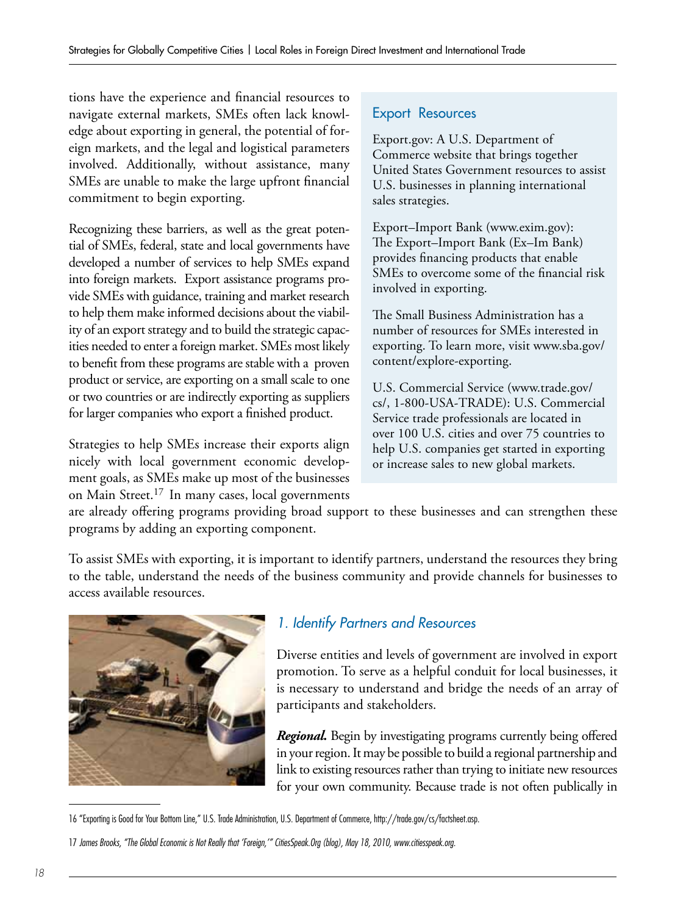tions have the experience and financial resources to navigate external markets, SMEs often lack knowledge about exporting in general, the potential of foreign markets, and the legal and logistical parameters involved. Additionally, without assistance, many SMEs are unable to make the large upfront financial commitment to begin exporting.

Recognizing these barriers, as well as the great potential of SMEs, federal, state and local governments have developed a number of services to help SMEs expand into foreign markets. Export assistance programs provide SMEs with guidance, training and market research to help them make informed decisions about the viability of an export strategy and to build the strategic capacities needed to enter a foreign market. SMEs most likely to benefit from these programs are stable with a proven product or service, are exporting on a small scale to one or two countries or are indirectly exporting as suppliers for larger companies who export a finished product.

Strategies to help SMEs increase their exports align nicely with local government economic development goals, as SMEs make up most of the businesses on Main Street.[17] In many cases, local governments are already offering programs providing broad support to these businesses and can strengthen these programs by adding an exporting component.

> ### Export Resources
>
> Export.gov: A U.S. Department of Commerce website that brings together United States Government resources to assist U.S. businesses in planning international sales strategies.
>
> Export–Import Bank (www.exim.gov): The Export–Import Bank (Ex–Im Bank) provides financing products that enable SMEs to overcome some of the financial risk involved in exporting.
>
> The Small Business Administration has a number of resources for SMEs interested in exporting. To learn more, visit www.sba.gov/content/explore-exporting.
>
> U.S. Commercial Service (www.trade.gov/cs/, 1-800-USA-TRADE): U.S. Commercial Service trade professionals are located in over 100 U.S. cities and over 75 countries to help U.S. companies get started in exporting or increase sales to new global markets.

To assist SMEs with exporting, it is important to identify partners, understand the resources they bring to the table, understand the needs of the business community and provide channels for businesses to access available resources.

### *1. Identify Partners and Resources*

Diverse entities and levels of government are involved in export promotion. To serve as a helpful conduit for local businesses, it is necessary to understand and bridge the needs of an array of participants and stakeholders.

***Regional.*** Begin by investigating programs currently being offered in your region. It may be possible to build a regional partnership and link to existing resources rather than trying to initiate new resources for your own community. Because trade is not often publically in

---

16 "Exporting is Good for Your Bottom Line," U.S. Trade Administration, U.S. Department of Commerce, http://trade.gov/cs/factsheet.asp.

17 *James Brooks, "The Global Economic is Not Really that 'Foreign,'" CitiesSpeak.Org (blog), May 18, 2010, www.citiesspeak.org.*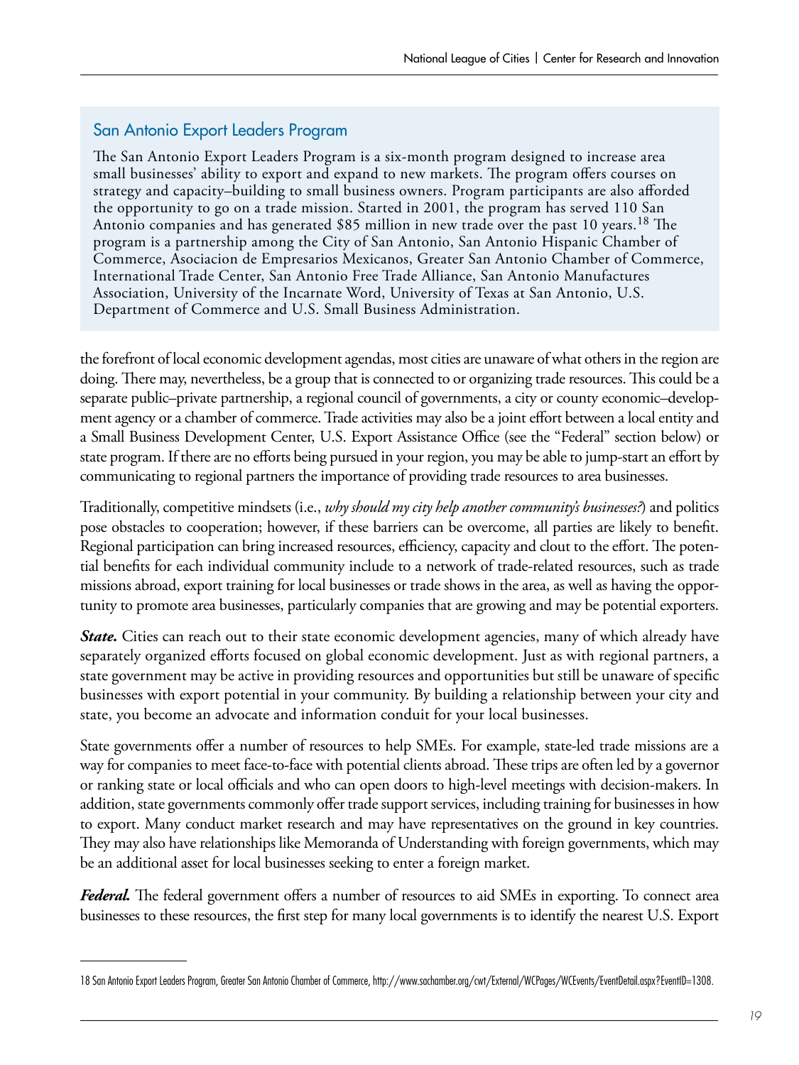## San Antonio Export Leaders Program

The San Antonio Export Leaders Program is a six-month program designed to increase area small businesses' ability to export and expand to new markets. The program offers courses on strategy and capacity–building to small business owners. Program participants are also afforded the opportunity to go on a trade mission. Started in 2001, the program has served 110 San Antonio companies and has generated $85 million in new trade over the past 10 years.[18] The program is a partnership among the City of San Antonio, San Antonio Hispanic Chamber of Commerce, Asociacion de Empresarios Mexicanos, Greater San Antonio Chamber of Commerce, International Trade Center, San Antonio Free Trade Alliance, San Antonio Manufactures Association, University of the Incarnate Word, University of Texas at San Antonio, U.S. Department of Commerce and U.S. Small Business Administration.

the forefront of local economic development agendas, most cities are unaware of what others in the region are doing. There may, nevertheless, be a group that is connected to or organizing trade resources. This could be a separate public–private partnership, a regional council of governments, a city or county economic–development agency or a chamber of commerce. Trade activities may also be a joint effort between a local entity and a Small Business Development Center, U.S. Export Assistance Office (see the "Federal" section below) or state program. If there are no efforts being pursued in your region, you may be able to jump-start an effort by communicating to regional partners the importance of providing trade resources to area businesses.

Traditionally, competitive mindsets (i.e., *why should my city help another community's businesses?*) and politics pose obstacles to cooperation; however, if these barriers can be overcome, all parties are likely to benefit. Regional participation can bring increased resources, efficiency, capacity and clout to the effort. The potential benefits for each individual community include to a network of trade-related resources, such as trade missions abroad, export training for local businesses or trade shows in the area, as well as having the opportunity to promote area businesses, particularly companies that are growing and may be potential exporters.

***State.*** Cities can reach out to their state economic development agencies, many of which already have separately organized efforts focused on global economic development. Just as with regional partners, a state government may be active in providing resources and opportunities but still be unaware of specific businesses with export potential in your community. By building a relationship between your city and state, you become an advocate and information conduit for your local businesses.

State governments offer a number of resources to help SMEs. For example, state-led trade missions are a way for companies to meet face-to-face with potential clients abroad. These trips are often led by a governor or ranking state or local officials and who can open doors to high-level meetings with decision-makers. In addition, state governments commonly offer trade support services, including training for businesses in how to export. Many conduct market research and may have representatives on the ground in key countries. They may also have relationships like Memoranda of Understanding with foreign governments, which may be an additional asset for local businesses seeking to enter a foreign market.

***Federal.*** The federal government offers a number of resources to aid SMEs in exporting. To connect area businesses to these resources, the first step for many local governments is to identify the nearest U.S. Export

---

18 San Antonio Export Leaders Program, Greater San Antonio Chamber of Commerce, http://www.sachamber.org/cwt/External/WCPages/WCEvents/EventDetail.aspx?EventID=1308.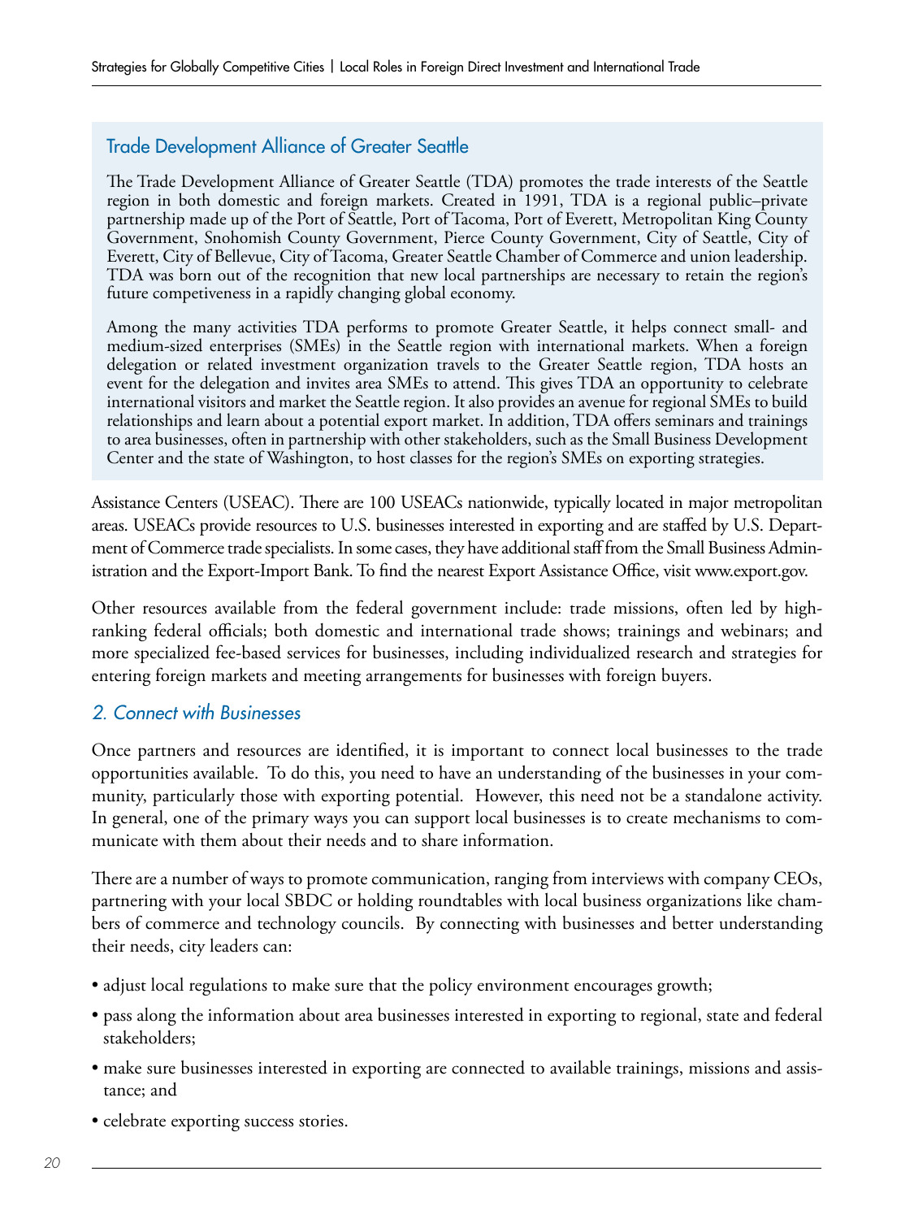### Trade Development Alliance of Greater Seattle

The Trade Development Alliance of Greater Seattle (TDA) promotes the trade interests of the Seattle region in both domestic and foreign markets. Created in 1991, TDA is a regional public–private partnership made up of the Port of Seattle, Port of Tacoma, Port of Everett, Metropolitan King County Government, Snohomish County Government, Pierce County Government, City of Seattle, City of Everett, City of Bellevue, City of Tacoma, Greater Seattle Chamber of Commerce and union leadership. TDA was born out of the recognition that new local partnerships are necessary to retain the region's future competiveness in a rapidly changing global economy.

Among the many activities TDA performs to promote Greater Seattle, it helps connect small- and medium-sized enterprises (SMEs) in the Seattle region with international markets. When a foreign delegation or related investment organization travels to the Greater Seattle region, TDA hosts an event for the delegation and invites area SMEs to attend. This gives TDA an opportunity to celebrate international visitors and market the Seattle region. It also provides an avenue for regional SMEs to build relationships and learn about a potential export market. In addition, TDA offers seminars and trainings to area businesses, often in partnership with other stakeholders, such as the Small Business Development Center and the state of Washington, to host classes for the region's SMEs on exporting strategies.

Assistance Centers (USEAC). There are 100 USEACs nationwide, typically located in major metropolitan areas. USEACs provide resources to U.S. businesses interested in exporting and are staffed by U.S. Department of Commerce trade specialists. In some cases, they have additional staff from the Small Business Administration and the Export-Import Bank. To find the nearest Export Assistance Office, visit www.export.gov.

Other resources available from the federal government include: trade missions, often led by high-ranking federal officials; both domestic and international trade shows; trainings and webinars; and more specialized fee-based services for businesses, including individualized research and strategies for entering foreign markets and meeting arrangements for businesses with foreign buyers.

### *2. Connect with Businesses*

Once partners and resources are identified, it is important to connect local businesses to the trade opportunities available. To do this, you need to have an understanding of the businesses in your community, particularly those with exporting potential. However, this need not be a standalone activity. In general, one of the primary ways you can support local businesses is to create mechanisms to communicate with them about their needs and to share information.

There are a number of ways to promote communication, ranging from interviews with company CEOs, partnering with your local SBDC or holding roundtables with local business organizations like chambers of commerce and technology councils. By connecting with businesses and better understanding their needs, city leaders can:

- adjust local regulations to make sure that the policy environment encourages growth;
- pass along the information about area businesses interested in exporting to regional, state and federal stakeholders;
- make sure businesses interested in exporting are connected to available trainings, missions and assistance; and
- celebrate exporting success stories.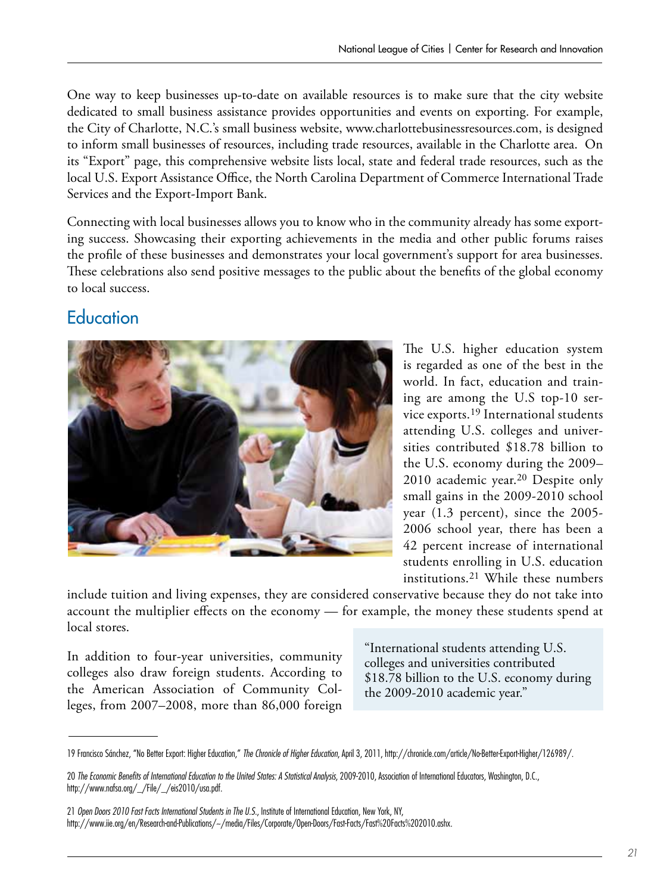One way to keep businesses up-to-date on available resources is to make sure that the city website dedicated to small business assistance provides opportunities and events on exporting. For example, the City of Charlotte, N.C.'s small business website, www.charlottebusinessresources.com, is designed to inform small businesses of resources, including trade resources, available in the Charlotte area. On its "Export" page, this comprehensive website lists local, state and federal trade resources, such as the local U.S. Export Assistance Office, the North Carolina Department of Commerce International Trade Services and the Export-Import Bank.

Connecting with local businesses allows you to know who in the community already has some exporting success. Showcasing their exporting achievements in the media and other public forums raises the profile of these businesses and demonstrates your local government's support for area businesses. These celebrations also send positive messages to the public about the benefits of the global economy to local success.

## Education

The U.S. higher education system is regarded as one of the best in the world. In fact, education and training are among the U.S top-10 service exports.[19] International students attending U.S. colleges and universities contributed $18.78 billion to the U.S. economy during the 2009–2010 academic year.[20] Despite only small gains in the 2009-2010 school year (1.3 percent), since the 2005-2006 school year, there has been a 42 percent increase of international students enrolling in U.S. education institutions.[21] While these numbers include tuition and living expenses, they are considered conservative because they do not take into account the multiplier effects on the economy — for example, the money these students spend at local stores.

> "International students attending U.S. colleges and universities contributed $18.78 billion to the U.S. economy during the 2009-2010 academic year."

In addition to four-year universities, community colleges also draw foreign students. According to the American Association of Community Colleges, from 2007–2008, more than 86,000 foreign

---

19 Francisco Sánchez, "No Better Export: Higher Education," *The Chronicle of Higher Education*, April 3, 2011, http://chronicle.com/article/No-Better-Export-Higher/126989/.

20 *The Economic Benefits of International Education to the United States: A Statistical Analysis*, 2009-2010, Association of International Educators, Washington, D.C., http://www.nafsa.org/_/File/_/eis2010/usa.pdf.

21 *Open Doors 2010 Fast Facts International Students in The U.S.*, Institute of International Education, New York, NY, http://www.iie.org/en/Research-and-Publications/~/media/Files/Corporate/Open-Doors/Fast-Facts/Fast%20Facts%202010.ashx.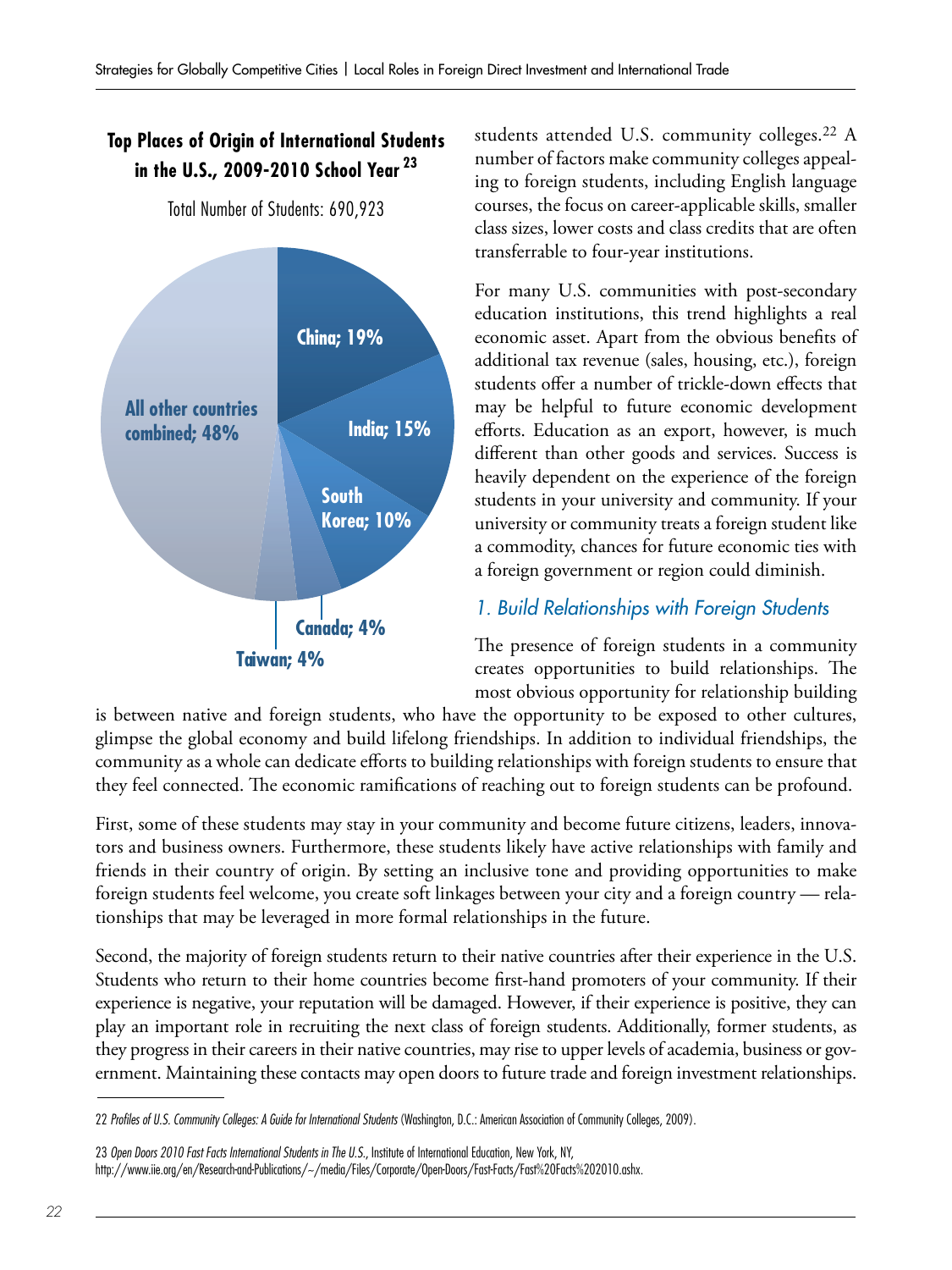**Top Places of Origin of International Students in the U.S., 2009-2010 School Year** [23]

Total Number of Students: 690,923

China; 19%

India; 15%

South Korea; 10%

Canada; 4%

Taiwan; 4%

All other countries combined; 48%

students attended U.S. community colleges.[22] A number of factors make community colleges appealing to foreign students, including English language courses, the focus on career-applicable skills, smaller class sizes, lower costs and class credits that are often transferrable to four-year institutions.

For many U.S. communities with post-secondary education institutions, this trend highlights a real economic asset. Apart from the obvious benefits of additional tax revenue (sales, housing, etc.), foreign students offer a number of trickle-down effects that may be helpful to future economic development efforts. Education as an export, however, is much different than other goods and services. Success is heavily dependent on the experience of the foreign students in your university and community. If your university or community treats a foreign student like a commodity, chances for future economic ties with a foreign government or region could diminish.

### *1. Build Relationships with Foreign Students*

The presence of foreign students in a community creates opportunities to build relationships. The most obvious opportunity for relationship building is between native and foreign students, who have the opportunity to be exposed to other cultures, glimpse the global economy and build lifelong friendships. In addition to individual friendships, the community as a whole can dedicate efforts to building relationships with foreign students to ensure that they feel connected. The economic ramifications of reaching out to foreign students can be profound.

First, some of these students may stay in your community and become future citizens, leaders, innovators and business owners. Furthermore, these students likely have active relationships with family and friends in their country of origin. By setting an inclusive tone and providing opportunities to make foreign students feel welcome, you create soft linkages between your city and a foreign country — relationships that may be leveraged in more formal relationships in the future.

Second, the majority of foreign students return to their native countries after their experience in the U.S. Students who return to their home countries become first-hand promoters of your community. If their experience is negative, your reputation will be damaged. However, if their experience is positive, they can play an important role in recruiting the next class of foreign students. Additionally, former students, as they progress in their careers in their native countries, may rise to upper levels of academia, business or government. Maintaining these contacts may open doors to future trade and foreign investment relationships.

---

22 *Profiles of U.S. Community Colleges: A Guide for International Students* (Washington, D.C.: American Association of Community Colleges, 2009).

23 *Open Doors 2010 Fast Facts International Students in The U.S.*, Institute of International Education, New York, NY, http://www.iie.org/en/Research-and-Publications/~/media/Files/Corporate/Open-Doors/Fast-Facts/Fast%20Facts%202010.ashx.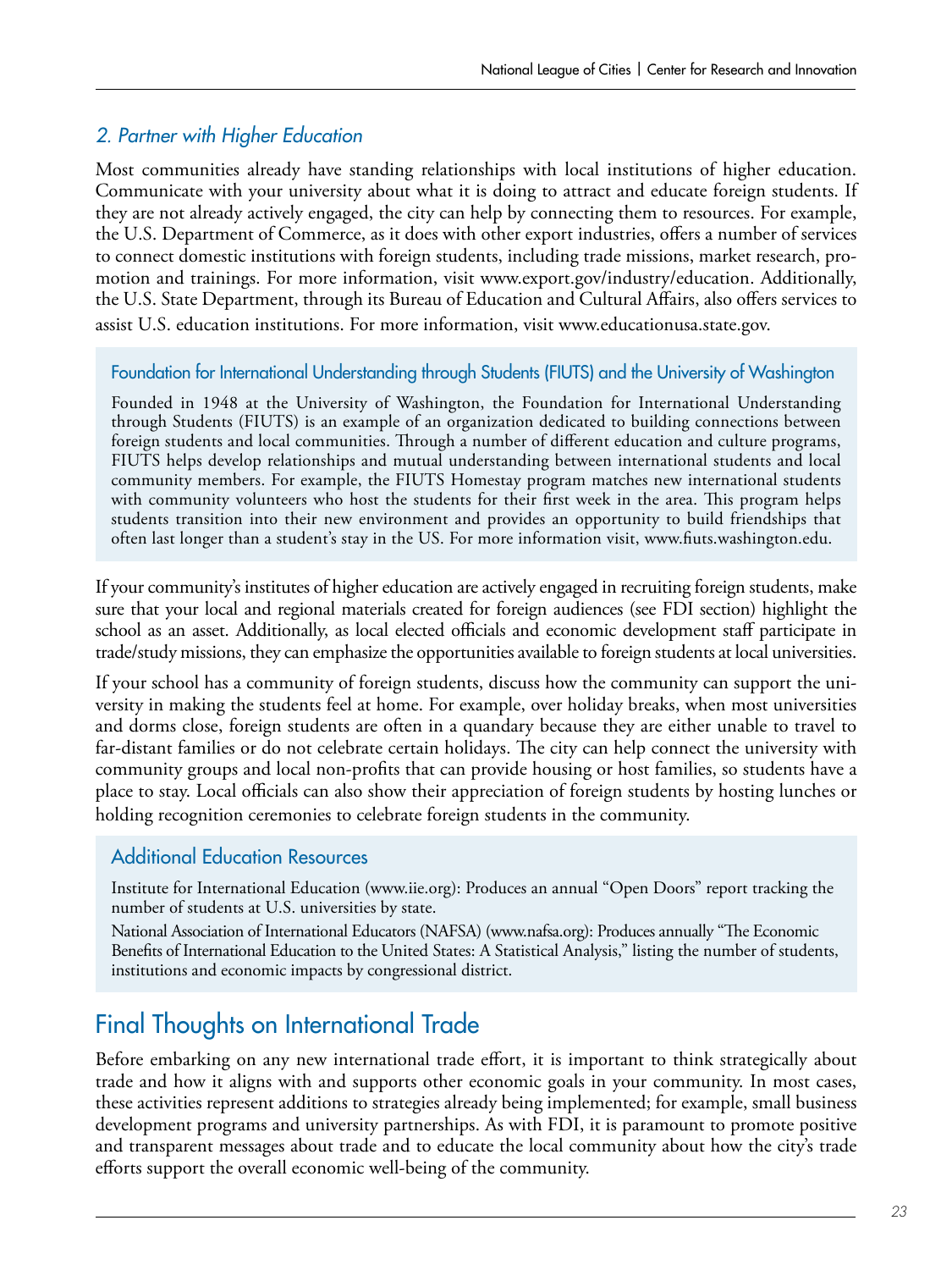### *2. Partner with Higher Education*

Most communities already have standing relationships with local institutions of higher education. Communicate with your university about what it is doing to attract and educate foreign students. If they are not already actively engaged, the city can help by connecting them to resources. For example, the U.S. Department of Commerce, as it does with other export industries, offers a number of services to connect domestic institutions with foreign students, including trade missions, market research, promotion and trainings. For more information, visit www.export.gov/industry/education. Additionally, the U.S. State Department, through its Bureau of Education and Cultural Affairs, also offers services to assist U.S. education institutions. For more information, visit www.educationusa.state.gov.

#### Foundation for International Understanding through Students (FIUTS) and the University of Washington

Founded in 1948 at the University of Washington, the Foundation for International Understanding through Students (FIUTS) is an example of an organization dedicated to building connections between foreign students and local communities. Through a number of different education and culture programs, FIUTS helps develop relationships and mutual understanding between international students and local community members. For example, the FIUTS Homestay program matches new international students with community volunteers who host the students for their first week in the area. This program helps students transition into their new environment and provides an opportunity to build friendships that often last longer than a student's stay in the US. For more information visit, www.fiuts.washington.edu.

If your community's institutes of higher education are actively engaged in recruiting foreign students, make sure that your local and regional materials created for foreign audiences (see FDI section) highlight the school as an asset. Additionally, as local elected officials and economic development staff participate in trade/study missions, they can emphasize the opportunities available to foreign students at local universities.

If your school has a community of foreign students, discuss how the community can support the university in making the students feel at home. For example, over holiday breaks, when most universities and dorms close, foreign students are often in a quandary because they are either unable to travel to far-distant families or do not celebrate certain holidays. The city can help connect the university with community groups and local non-profits that can provide housing or host families, so students have a place to stay. Local officials can also show their appreciation of foreign students by hosting lunches or holding recognition ceremonies to celebrate foreign students in the community.

#### Additional Education Resources

Institute for International Education (www.iie.org): Produces an annual "Open Doors" report tracking the number of students at U.S. universities by state.

National Association of International Educators (NAFSA) (www.nafsa.org): Produces annually "The Economic Benefits of International Education to the United States: A Statistical Analysis," listing the number of students, institutions and economic impacts by congressional district.

## Final Thoughts on International Trade

Before embarking on any new international trade effort, it is important to think strategically about trade and how it aligns with and supports other economic goals in your community. In most cases, these activities represent additions to strategies already being implemented; for example, small business development programs and university partnerships. As with FDI, it is paramount to promote positive and transparent messages about trade and to educate the local community about how the city's trade efforts support the overall economic well-being of the community.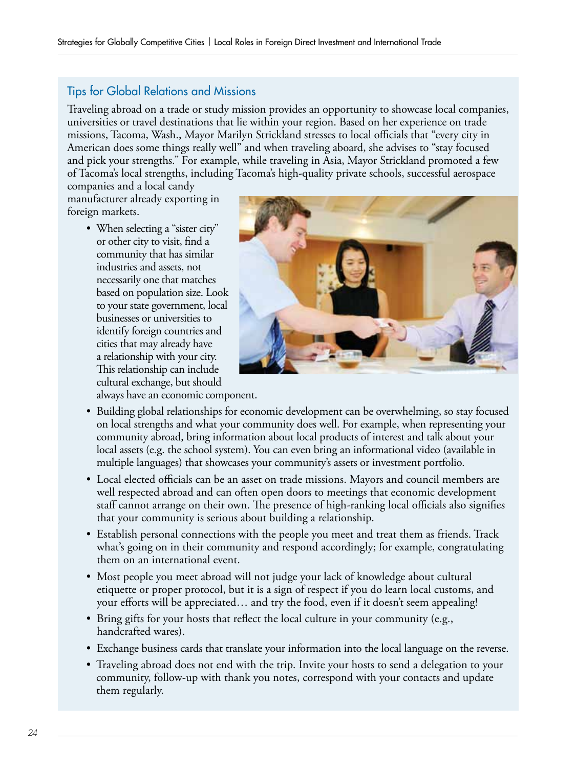## Tips for Global Relations and Missions

Traveling abroad on a trade or study mission provides an opportunity to showcase local companies, universities or travel destinations that lie within your region. Based on her experience on trade missions, Tacoma, Wash., Mayor Marilyn Strickland stresses to local officials that "every city in American does some things really well" and when traveling aboard, she advises to "stay focused and pick your strengths." For example, while traveling in Asia, Mayor Strickland promoted a few of Tacoma's local strengths, including Tacoma's high-quality private schools, successful aerospace companies and a local candy manufacturer already exporting in foreign markets.

- When selecting a "sister city" or other city to visit, find a community that has similar industries and assets, not necessarily one that matches based on population size. Look to your state government, local businesses or universities to identify foreign countries and cities that may already have a relationship with your city. This relationship can include cultural exchange, but should always have an economic component.
- Building global relationships for economic development can be overwhelming, so stay focused on local strengths and what your community does well. For example, when representing your community abroad, bring information about local products of interest and talk about your local assets (e.g. the school system). You can even bring an informational video (available in multiple languages) that showcases your community's assets or investment portfolio.
- Local elected officials can be an asset on trade missions. Mayors and council members are well respected abroad and can often open doors to meetings that economic development staff cannot arrange on their own. The presence of high-ranking local officials also signifies that your community is serious about building a relationship.
- Establish personal connections with the people you meet and treat them as friends. Track what's going on in their community and respond accordingly; for example, congratulating them on an international event.
- Most people you meet abroad will not judge your lack of knowledge about cultural etiquette or proper protocol, but it is a sign of respect if you do learn local customs, and your efforts will be appreciated… and try the food, even if it doesn't seem appealing!
- Bring gifts for your hosts that reflect the local culture in your community (e.g., handcrafted wares).
- Exchange business cards that translate your information into the local language on the reverse.
- Traveling abroad does not end with the trip. Invite your hosts to send a delegation to your community, follow-up with thank you notes, correspond with your contacts and update them regularly.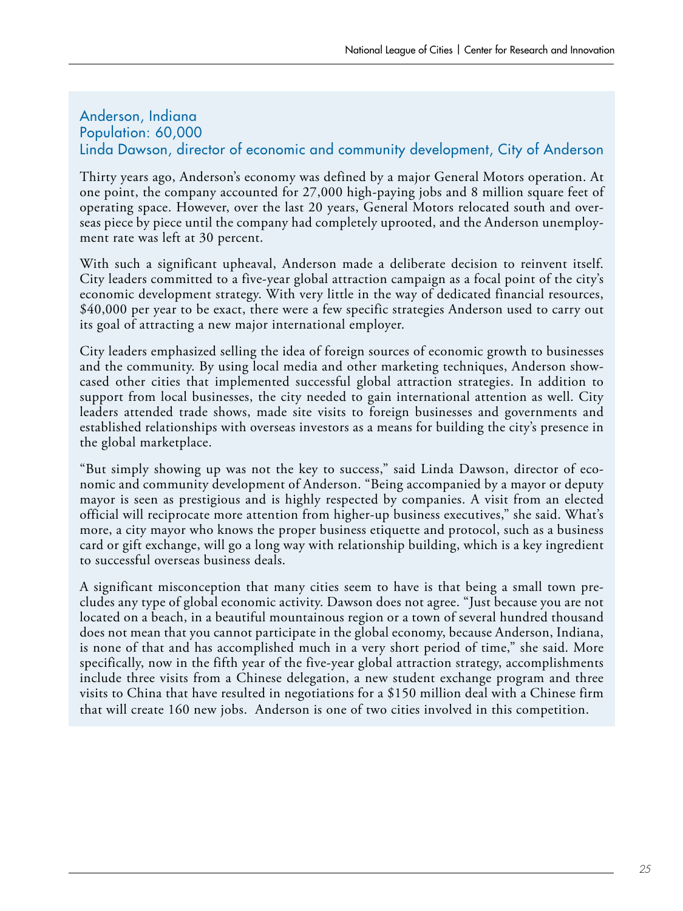### Anderson, Indiana
### Population: 60,000
### Linda Dawson, director of economic and community development, City of Anderson

Thirty years ago, Anderson's economy was defined by a major General Motors operation. At one point, the company accounted for 27,000 high-paying jobs and 8 million square feet of operating space. However, over the last 20 years, General Motors relocated south and overseas piece by piece until the company had completely uprooted, and the Anderson unemployment rate was left at 30 percent.

With such a significant upheaval, Anderson made a deliberate decision to reinvent itself. City leaders committed to a five-year global attraction campaign as a focal point of the city's economic development strategy. With very little in the way of dedicated financial resources, $40,000 per year to be exact, there were a few specific strategies Anderson used to carry out its goal of attracting a new major international employer.

City leaders emphasized selling the idea of foreign sources of economic growth to businesses and the community. By using local media and other marketing techniques, Anderson showcased other cities that implemented successful global attraction strategies. In addition to support from local businesses, the city needed to gain international attention as well. City leaders attended trade shows, made site visits to foreign businesses and governments and established relationships with overseas investors as a means for building the city's presence in the global marketplace.

"But simply showing up was not the key to success," said Linda Dawson, director of economic and community development of Anderson. "Being accompanied by a mayor or deputy mayor is seen as prestigious and is highly respected by companies. A visit from an elected official will reciprocate more attention from higher-up business executives," she said. What's more, a city mayor who knows the proper business etiquette and protocol, such as a business card or gift exchange, will go a long way with relationship building, which is a key ingredient to successful overseas business deals.

A significant misconception that many cities seem to have is that being a small town precludes any type of global economic activity. Dawson does not agree. "Just because you are not located on a beach, in a beautiful mountainous region or a town of several hundred thousand does not mean that you cannot participate in the global economy, because Anderson, Indiana, is none of that and has accomplished much in a very short period of time," she said. More specifically, now in the fifth year of the five-year global attraction strategy, accomplishments include three visits from a Chinese delegation, a new student exchange program and three visits to China that have resulted in negotiations for a $150 million deal with a Chinese firm that will create 160 new jobs. Anderson is one of two cities involved in this competition.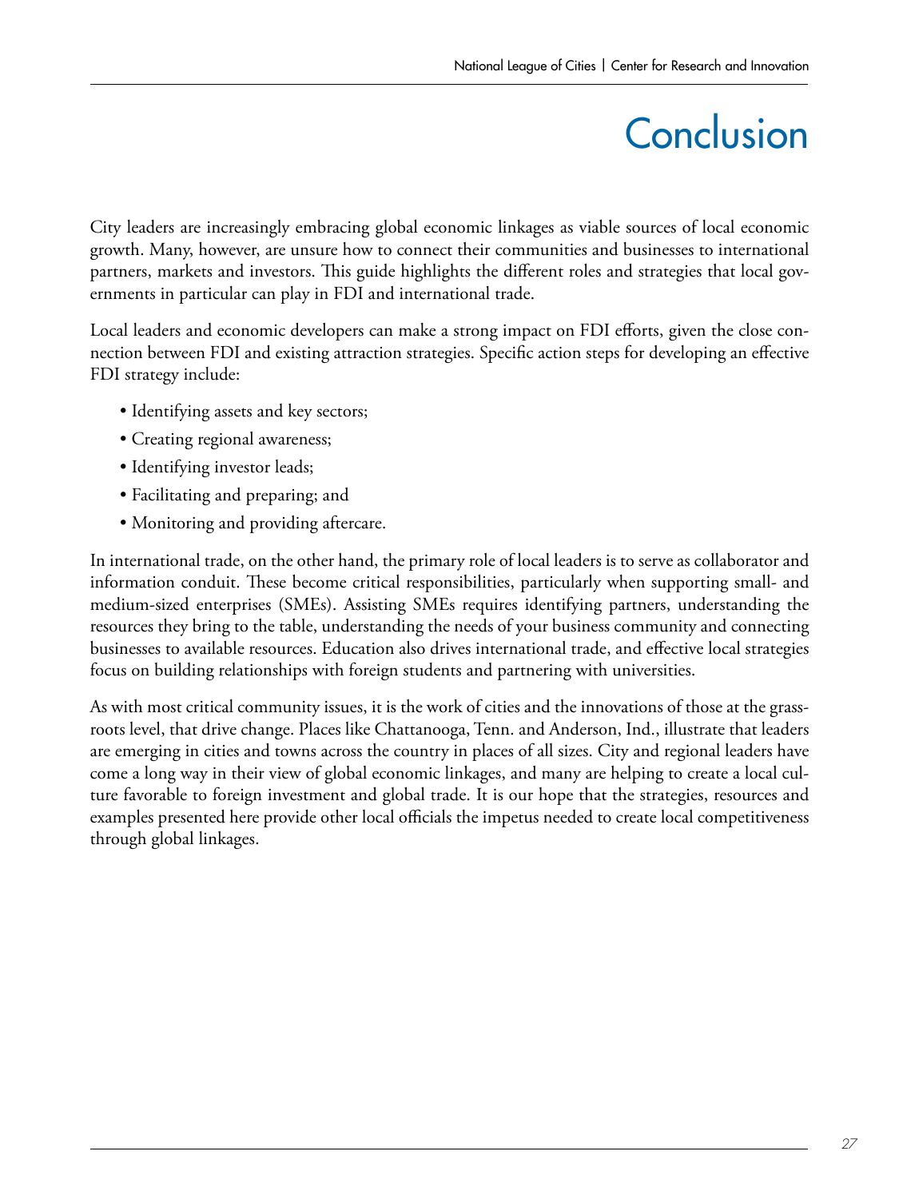# Conclusion

City leaders are increasingly embracing global economic linkages as viable sources of local economic growth. Many, however, are unsure how to connect their communities and businesses to international partners, markets and investors. This guide highlights the different roles and strategies that local governments in particular can play in FDI and international trade.

Local leaders and economic developers can make a strong impact on FDI efforts, given the close connection between FDI and existing attraction strategies. Specific action steps for developing an effective FDI strategy include:

- Identifying assets and key sectors;
- Creating regional awareness;
- Identifying investor leads;
- Facilitating and preparing; and
- Monitoring and providing aftercare.

In international trade, on the other hand, the primary role of local leaders is to serve as collaborator and information conduit. These become critical responsibilities, particularly when supporting small- and medium-sized enterprises (SMEs). Assisting SMEs requires identifying partners, understanding the resources they bring to the table, understanding the needs of your business community and connecting businesses to available resources. Education also drives international trade, and effective local strategies focus on building relationships with foreign students and partnering with universities.

As with most critical community issues, it is the work of cities and the innovations of those at the grassroots level, that drive change. Places like Chattanooga, Tenn. and Anderson, Ind., illustrate that leaders are emerging in cities and towns across the country in places of all sizes. City and regional leaders have come a long way in their view of global economic linkages, and many are helping to create a local culture favorable to foreign investment and global trade. It is our hope that the strategies, resources and examples presented here provide other local officials the impetus needed to create local competitiveness through global linkages.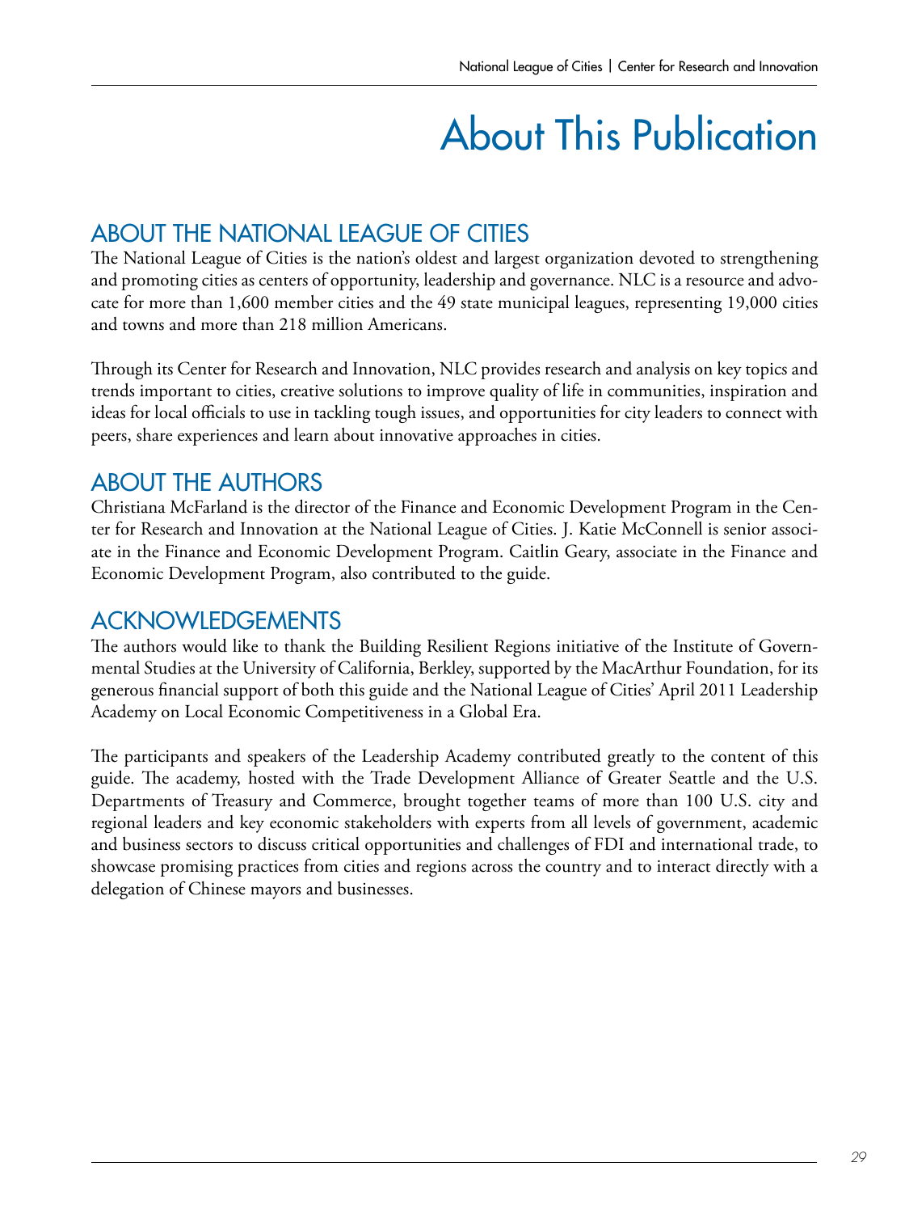# About This Publication

## ABOUT THE NATIONAL LEAGUE OF CITIES

The National League of Cities is the nation's oldest and largest organization devoted to strengthening and promoting cities as centers of opportunity, leadership and governance. NLC is a resource and advocate for more than 1,600 member cities and the 49 state municipal leagues, representing 19,000 cities and towns and more than 218 million Americans.

Through its Center for Research and Innovation, NLC provides research and analysis on key topics and trends important to cities, creative solutions to improve quality of life in communities, inspiration and ideas for local officials to use in tackling tough issues, and opportunities for city leaders to connect with peers, share experiences and learn about innovative approaches in cities.

## ABOUT THE AUTHORS

Christiana McFarland is the director of the Finance and Economic Development Program in the Center for Research and Innovation at the National League of Cities. J. Katie McConnell is senior associate in the Finance and Economic Development Program. Caitlin Geary, associate in the Finance and Economic Development Program, also contributed to the guide.

## ACKNOWLEDGEMENTS

The authors would like to thank the Building Resilient Regions initiative of the Institute of Governmental Studies at the University of California, Berkley, supported by the MacArthur Foundation, for its generous financial support of both this guide and the National League of Cities' April 2011 Leadership Academy on Local Economic Competitiveness in a Global Era.

The participants and speakers of the Leadership Academy contributed greatly to the content of this guide. The academy, hosted with the Trade Development Alliance of Greater Seattle and the U.S. Departments of Treasury and Commerce, brought together teams of more than 100 U.S. city and regional leaders and key economic stakeholders with experts from all levels of government, academic and business sectors to discuss critical opportunities and challenges of FDI and international trade, to showcase promising practices from cities and regions across the country and to interact directly with a delegation of Chinese mayors and businesses.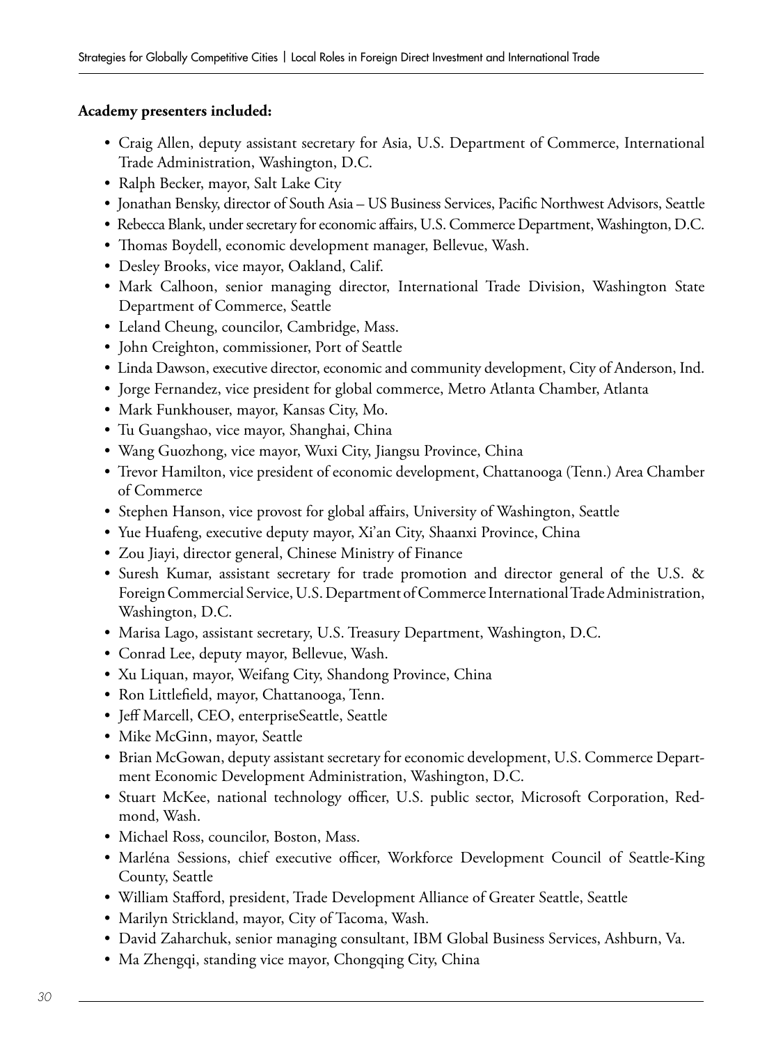**Academy presenters included:**

- Craig Allen, deputy assistant secretary for Asia, U.S. Department of Commerce, International Trade Administration, Washington, D.C.
- Ralph Becker, mayor, Salt Lake City
- Jonathan Bensky, director of South Asia – US Business Services, Pacific Northwest Advisors, Seattle
- Rebecca Blank, under secretary for economic affairs, U.S. Commerce Department, Washington, D.C.
- Thomas Boydell, economic development manager, Bellevue, Wash.
- Desley Brooks, vice mayor, Oakland, Calif.
- Mark Calhoon, senior managing director, International Trade Division, Washington State Department of Commerce, Seattle
- Leland Cheung, councilor, Cambridge, Mass.
- John Creighton, commissioner, Port of Seattle
- Linda Dawson, executive director, economic and community development, City of Anderson, Ind.
- Jorge Fernandez, vice president for global commerce, Metro Atlanta Chamber, Atlanta
- Mark Funkhouser, mayor, Kansas City, Mo.
- Tu Guangshao, vice mayor, Shanghai, China
- Wang Guozhong, vice mayor, Wuxi City, Jiangsu Province, China
- Trevor Hamilton, vice president of economic development, Chattanooga (Tenn.) Area Chamber of Commerce
- Stephen Hanson, vice provost for global affairs, University of Washington, Seattle
- Yue Huafeng, executive deputy mayor, Xi'an City, Shaanxi Province, China
- Zou Jiayi, director general, Chinese Ministry of Finance
- Suresh Kumar, assistant secretary for trade promotion and director general of the U.S. & Foreign Commercial Service, U.S. Department of Commerce International Trade Administration, Washington, D.C.
- Marisa Lago, assistant secretary, U.S. Treasury Department, Washington, D.C.
- Conrad Lee, deputy mayor, Bellevue, Wash.
- Xu Liquan, mayor, Weifang City, Shandong Province, China
- Ron Littlefield, mayor, Chattanooga, Tenn.
- Jeff Marcell, CEO, enterpriseSeattle, Seattle
- Mike McGinn, mayor, Seattle
- Brian McGowan, deputy assistant secretary for economic development, U.S. Commerce Department Economic Development Administration, Washington, D.C.
- Stuart McKee, national technology officer, U.S. public sector, Microsoft Corporation, Redmond, Wash.
- Michael Ross, councilor, Boston, Mass.
- Marléna Sessions, chief executive officer, Workforce Development Council of Seattle-King County, Seattle
- William Stafford, president, Trade Development Alliance of Greater Seattle, Seattle
- Marilyn Strickland, mayor, City of Tacoma, Wash.
- David Zaharchuk, senior managing consultant, IBM Global Business Services, Ashburn, Va.
- Ma Zhengqi, standing vice mayor, Chongqing City, China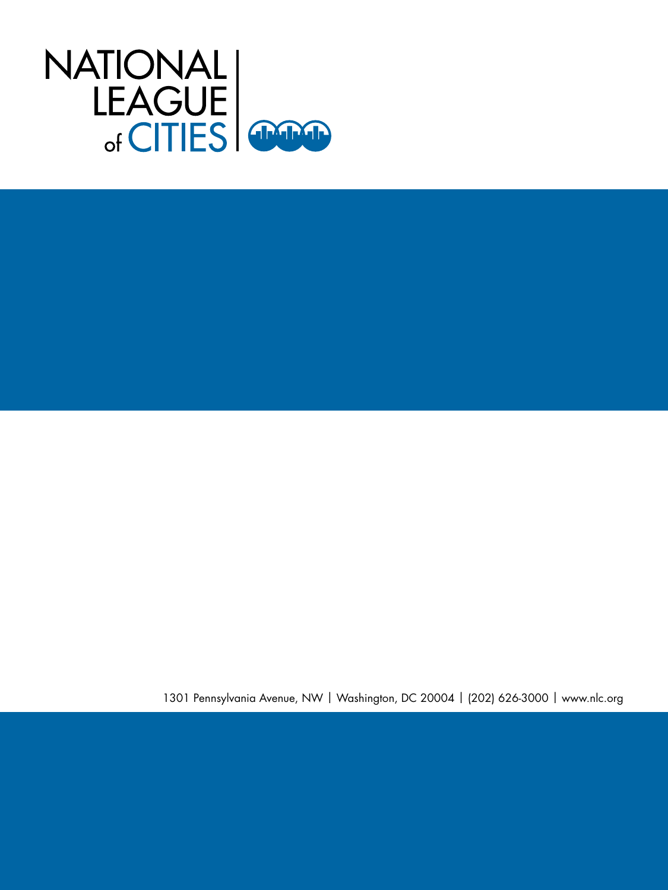NATIONAL LEAGUE of CITIES

1301 Pennsylvania Avenue, NW | Washington, DC 20004 | (202) 626-3000 | www.nlc.org